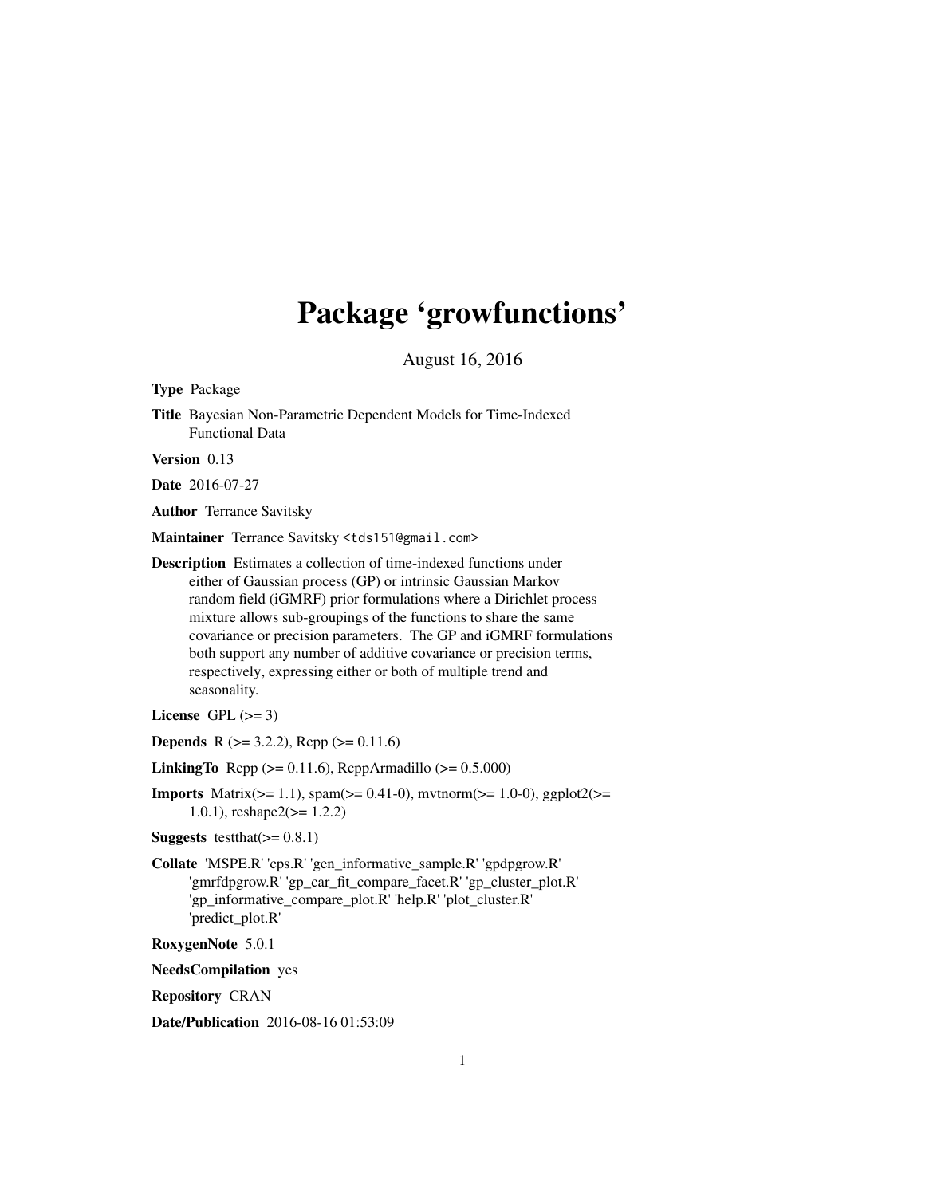# Package 'growfunctions'

August 16, 2016

**Type** Package

**Title** Bayesian Non-Parametric Dependent Models for Time-Indexed Functional Data

**Version** 0.13

**Date** 2016-07-27

**Author** Terrance Savitsky

**Maintainer** Terrance Savitsky <tds151@gmail.com>

**Description** Estimates a collection of time-indexed functions under either of Gaussian process (GP) or intrinsic Gaussian Markov random field (iGMRF) prior formulations where a Dirichlet process mixture allows sub-groupings of the functions to share the same covariance or precision parameters. The GP and iGMRF formulations both support any number of additive covariance or precision terms, respectively, expressing either or both of multiple trend and seasonality.

**License** GPL (>= 3)

**Depends** R (>= 3.2.2), Rcpp (>= 0.11.6)

**LinkingTo** Rcpp (>= 0.11.6), RcppArmadillo (>= 0.5.000)

**Imports** Matrix(>= 1.1), spam(>= 0.41-0), mvtnorm(>= 1.0-0), ggplot2(>= 1.0.1), reshape2(>= 1.2.2)

**Suggests** testthat(>= 0.8.1)

**Collate** 'MSPE.R' 'cps.R' 'gen_informative_sample.R' 'gpdpgrow.R' 'gmrfdpgrow.R' 'gp_car_fit_compare_facet.R' 'gp_cluster_plot.R' 'gp_informative_compare_plot.R' 'help.R' 'plot_cluster.R' 'predict_plot.R'

**RoxygenNote** 5.0.1

**NeedsCompilation** yes

**Repository** CRAN

**Date/Publication** 2016-08-16 01:53:09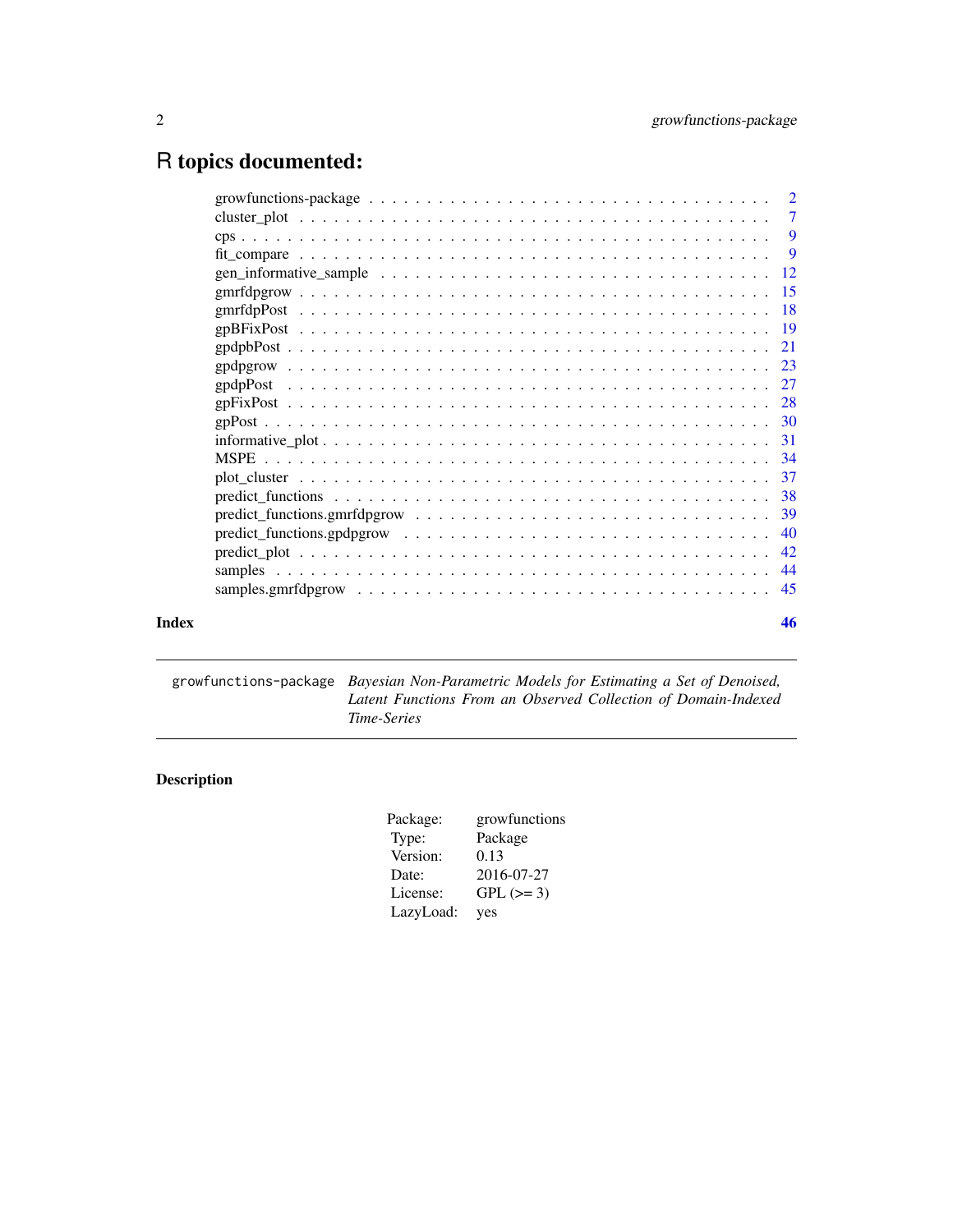# R topics documented:

| | |
|---|---|
| growfunctions-package | 2 |
| cluster_plot | 7 |
| cps | 9 |
| fit_compare | 9 |
| gen_informative_sample | 12 |
| gmrfdpgrow | 15 |
| gmrfdpPost | 18 |
| gpBFixPost | 19 |
| gpdpbPost | 21 |
| gpdpgrow | 23 |
| gpdpPost | 27 |
| gpFixPost | 28 |
| gpPost | 30 |
| informative_plot | 31 |
| MSPE | 34 |
| plot_cluster | 37 |
| predict_functions | 38 |
| predict_functions.gmrfdpgrow | 39 |
| predict_functions.gpdpgrow | 40 |
| predict_plot | 42 |
| samples | 44 |
| samples.gmrfdpgrow | 45 |

**Index** **46**

---

`growfunctions-package` *Bayesian Non-Parametric Models for Estimating a Set of Denoised, Latent Functions From an Observed Collection of Domain-Indexed Time-Series*

---

## Description

| | |
|---|---|
| Package: | growfunctions |
| Type: | Package |
| Version: | 0.13 |
| Date: | 2016-07-27 |
| License: | GPL (>= 3) |
| LazyLoad: | yes |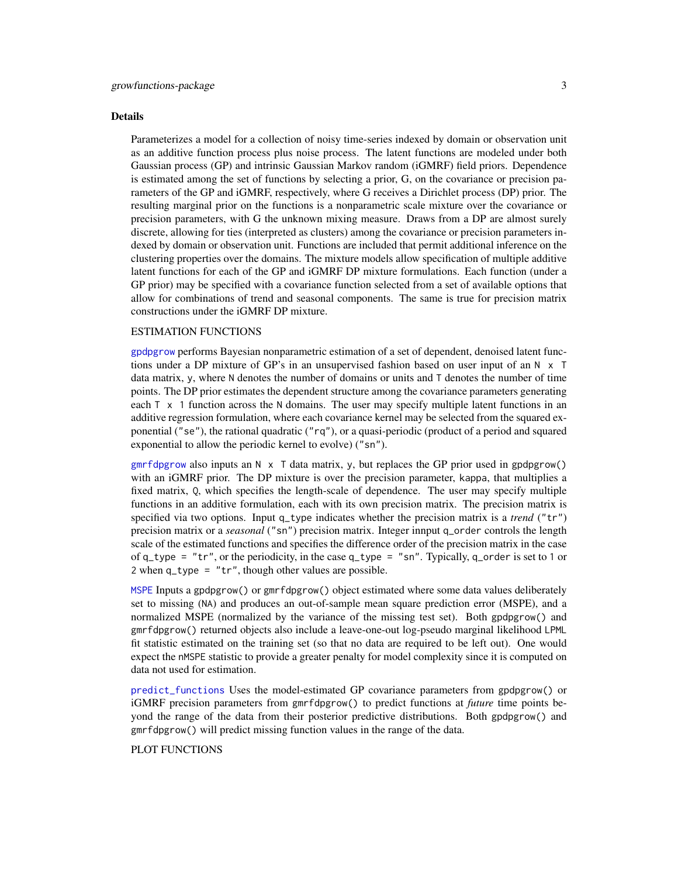### Details

Parameterizes a model for a collection of noisy time-series indexed by domain or observation unit as an additive function process plus noise process. The latent functions are modeled under both Gaussian process (GP) and intrinsic Gaussian Markov random (iGMRF) field priors. Dependence is estimated among the set of functions by selecting a prior, G, on the covariance or precision parameters of the GP and iGMRF, respectively, where G receives a Dirichlet process (DP) prior. The resulting marginal prior on the functions is a nonparametric scale mixture over the covariance or precision parameters, with G the unknown mixing measure. Draws from a DP are almost surely discrete, allowing for ties (interpreted as clusters) among the covariance or precision parameters indexed by domain or observation unit. Functions are included that permit additional inference on the clustering properties over the domains. The mixture models allow specification of multiple additive latent functions for each of the GP and iGMRF DP mixture formulations. Each function (under a GP prior) may be specified with a covariance function selected from a set of available options that allow for combinations of trend and seasonal components. The same is true for precision matrix constructions under the iGMRF DP mixture.

ESTIMATION FUNCTIONS

gpdpgrow performs Bayesian nonparametric estimation of a set of dependent, denoised latent functions under a DP mixture of GP's in an unsupervised fashion based on user input of an `N x T` data matrix, `y`, where `N` denotes the number of domains or units and `T` denotes the number of time points. The DP prior estimates the dependent structure among the covariance parameters generating each `T x 1` function across the `N` domains. The user may specify multiple latent functions in an additive regression formulation, where each covariance kernel may be selected from the squared exponential (`"se"`), the rational quadratic (`"rq"`), or a quasi-periodic (product of a period and squared exponential to allow the periodic kernel to evolve) (`"sn"`).

gmrfdpgrow also inputs an `N x T` data matrix, `y`, but replaces the GP prior used in `gpdpgrow()` with an iGMRF prior. The DP mixture is over the precision parameter, `kappa`, that multiplies a fixed matrix, `Q`, which specifies the length-scale of dependence. The user may specify multiple functions in an additive formulation, each with its own precision matrix. The precision matrix is specified via two options. Input `q_type` indicates whether the precision matrix is a *trend* (`"tr"`) precision matrix or a *seasonal* (`"sn"`) precision matrix. Integer innput `q_order` controls the length scale of the estimated functions and specifies the difference order of the precision matrix in the case of `q_type = "tr"`, or the periodicity, in the case `q_type = "sn"`. Typically, `q_order` is set to 1 or 2 when `q_type = "tr"`, though other values are possible.

MSPE Inputs a `gpdpgrow()` or `gmrfdpgrow()` object estimated where some data values deliberately set to missing (`NA`) and produces an out-of-sample mean square prediction error (MSPE), and a normalized MSPE (normalized by the variance of the missing test set). Both `gpdpgrow()` and `gmrfdpgrow()` returned objects also include a leave-one-out log-pseudo marginal likelihood `LPML` fit statistic estimated on the training set (so that no data are required to be left out). One would expect the `nMSPE` statistic to provide a greater penalty for model complexity since it is computed on data not used for estimation.

predict_functions Uses the model-estimated GP covariance parameters from `gpdpgrow()` or iGMRF precision parameters from `gmrfdpgrow()` to predict functions at *future* time points beyond the range of the data from their posterior predictive distributions. Both `gpdpgrow()` and `gmrfdpgrow()` will predict missing function values in the range of the data.

PLOT FUNCTIONS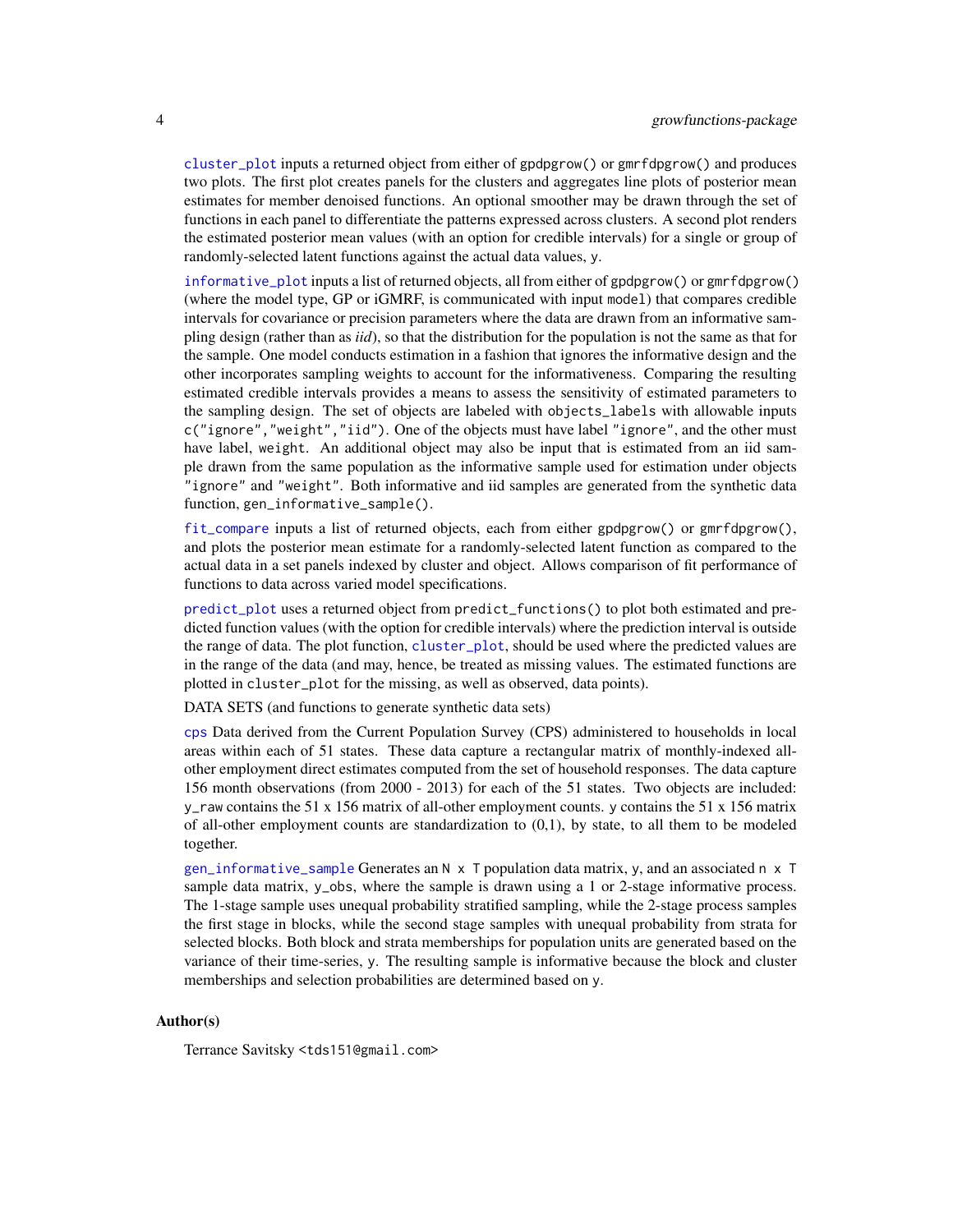cluster_plot inputs a returned object from either of gpdpgrow() or gmrfdpgrow() and produces two plots. The first plot creates panels for the clusters and aggregates line plots of posterior mean estimates for member denoised functions. An optional smoother may be drawn through the set of functions in each panel to differentiate the patterns expressed across clusters. A second plot renders the estimated posterior mean values (with an option for credible intervals) for a single or group of randomly-selected latent functions against the actual data values, y.

informative_plot inputs a list of returned objects, all from either of gpdpgrow() or gmrfdpgrow() (where the model type, GP or iGMRF, is communicated with input model) that compares credible intervals for covariance or precision parameters where the data are drawn from an informative sampling design (rather than as *iid*), so that the distribution for the population is not the same as that for the sample. One model conducts estimation in a fashion that ignores the informative design and the other incorporates sampling weights to account for the informativeness. Comparing the resulting estimated credible intervals provides a means to assess the sensitivity of estimated parameters to the sampling design. The set of objects are labeled with objects_labels with allowable inputs c("ignore","weight","iid"). One of the objects must have label "ignore", and the other must have label, weight. An additional object may also be input that is estimated from an iid sample drawn from the same population as the informative sample used for estimation under objects "ignore" and "weight". Both informative and iid samples are generated from the synthetic data function, gen_informative_sample().

fit_compare inputs a list of returned objects, each from either gpdpgrow() or gmrfdpgrow(), and plots the posterior mean estimate for a randomly-selected latent function as compared to the actual data in a set panels indexed by cluster and object. Allows comparison of fit performance of functions to data across varied model specifications.

predict_plot uses a returned object from predict_functions() to plot both estimated and predicted function values (with the option for credible intervals) where the prediction interval is outside the range of data. The plot function, cluster_plot, should be used where the predicted values are in the range of the data (and may, hence, be treated as missing values. The estimated functions are plotted in cluster_plot for the missing, as well as observed, data points).

DATA SETS (and functions to generate synthetic data sets)

cps Data derived from the Current Population Survey (CPS) administered to households in local areas within each of 51 states. These data capture a rectangular matrix of monthly-indexed all-other employment direct estimates computed from the set of household responses. The data capture 156 month observations (from 2000 - 2013) for each of the 51 states. Two objects are included: y_raw contains the 51 x 156 matrix of all-other employment counts. y contains the 51 x 156 matrix of all-other employment counts are standardization to (0,1), by state, to all them to be modeled together.

gen_informative_sample Generates an N x T population data matrix, y, and an associated n x T sample data matrix, y_obs, where the sample is drawn using a 1 or 2-stage informative process. The 1-stage sample uses unequal probability stratified sampling, while the 2-stage process samples the first stage in blocks, while the second stage samples with unequal probability from strata for selected blocks. Both block and strata memberships for population units are generated based on the variance of their time-series, y. The resulting sample is informative because the block and cluster memberships and selection probabilities are determined based on y.

## Author(s)

Terrance Savitsky <tds151@gmail.com>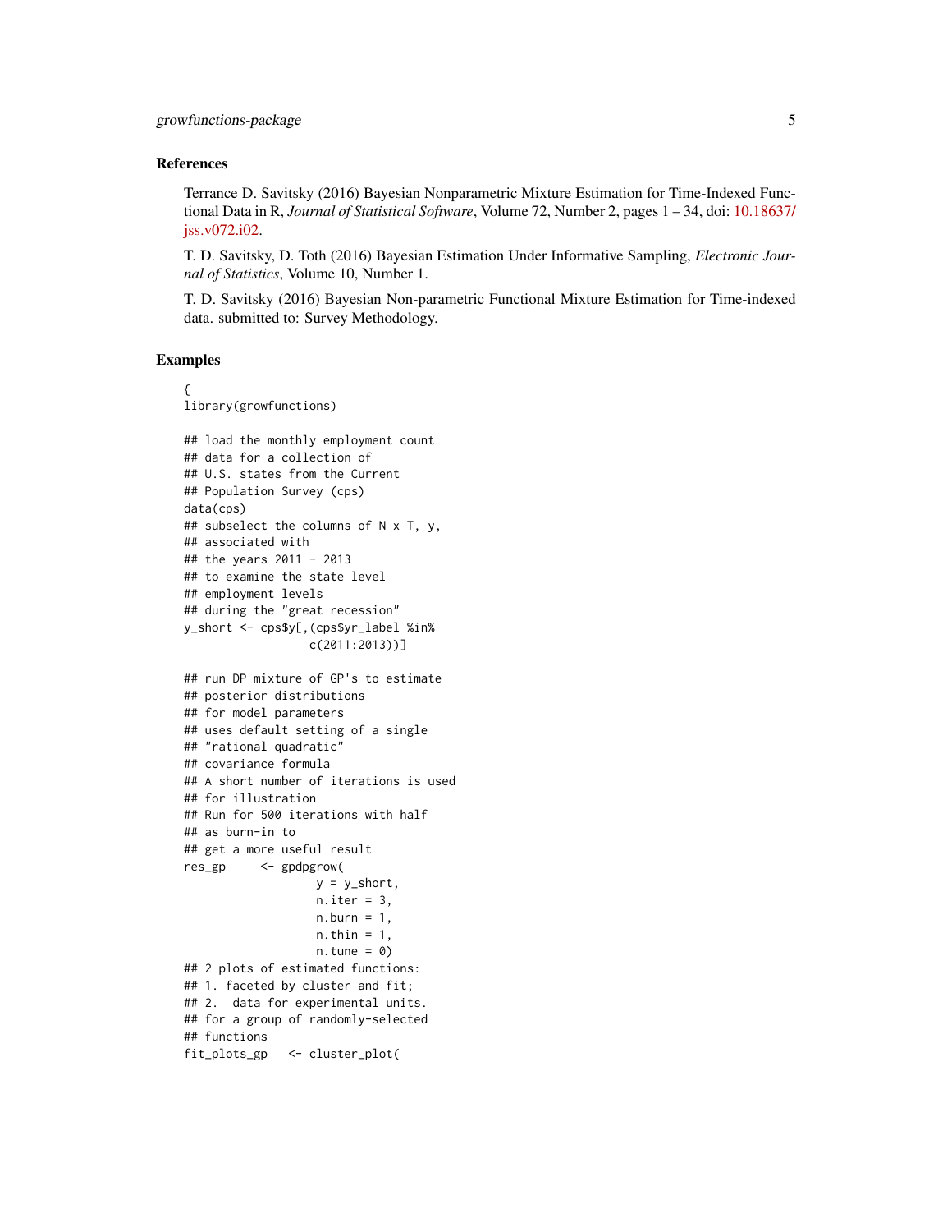### References

Terrance D. Savitsky (2016) Bayesian Nonparametric Mixture Estimation for Time-Indexed Functional Data in R, *Journal of Statistical Software*, Volume 72, Number 2, pages 1 – 34, doi: 10.18637/jss.v072.i02.

T. D. Savitsky, D. Toth (2016) Bayesian Estimation Under Informative Sampling, *Electronic Journal of Statistics*, Volume 10, Number 1.

T. D. Savitsky (2016) Bayesian Non-parametric Functional Mixture Estimation for Time-indexed data. submitted to: Survey Methodology.

### Examples

```
{
library(growfunctions)

## load the monthly employment count
## data for a collection of
## U.S. states from the Current
## Population Survey (cps)
data(cps)
## subselect the columns of N x T, y,
## associated with
## the years 2011 - 2013
## to examine the state level
## employment levels
## during the "great recession"
y_short <- cps$y[,(cps$yr_label %in%
                  c(2011:2013))]

## run DP mixture of GP's to estimate
## posterior distributions
## for model parameters
## uses default setting of a single
## "rational quadratic"
## covariance formula
## A short number of iterations is used
## for illustration
## Run for 500 iterations with half
## as burn-in to
## get a more useful result
res_gp     <- gpdpgrow(
                   y = y_short,
                   n.iter = 3,
                   n.burn = 1,
                   n.thin = 1,
                   n.tune = 0)
## 2 plots of estimated functions:
## 1. faceted by cluster and fit;
## 2.  data for experimental units.
## for a group of randomly-selected
## functions
fit_plots_gp   <- cluster_plot(
```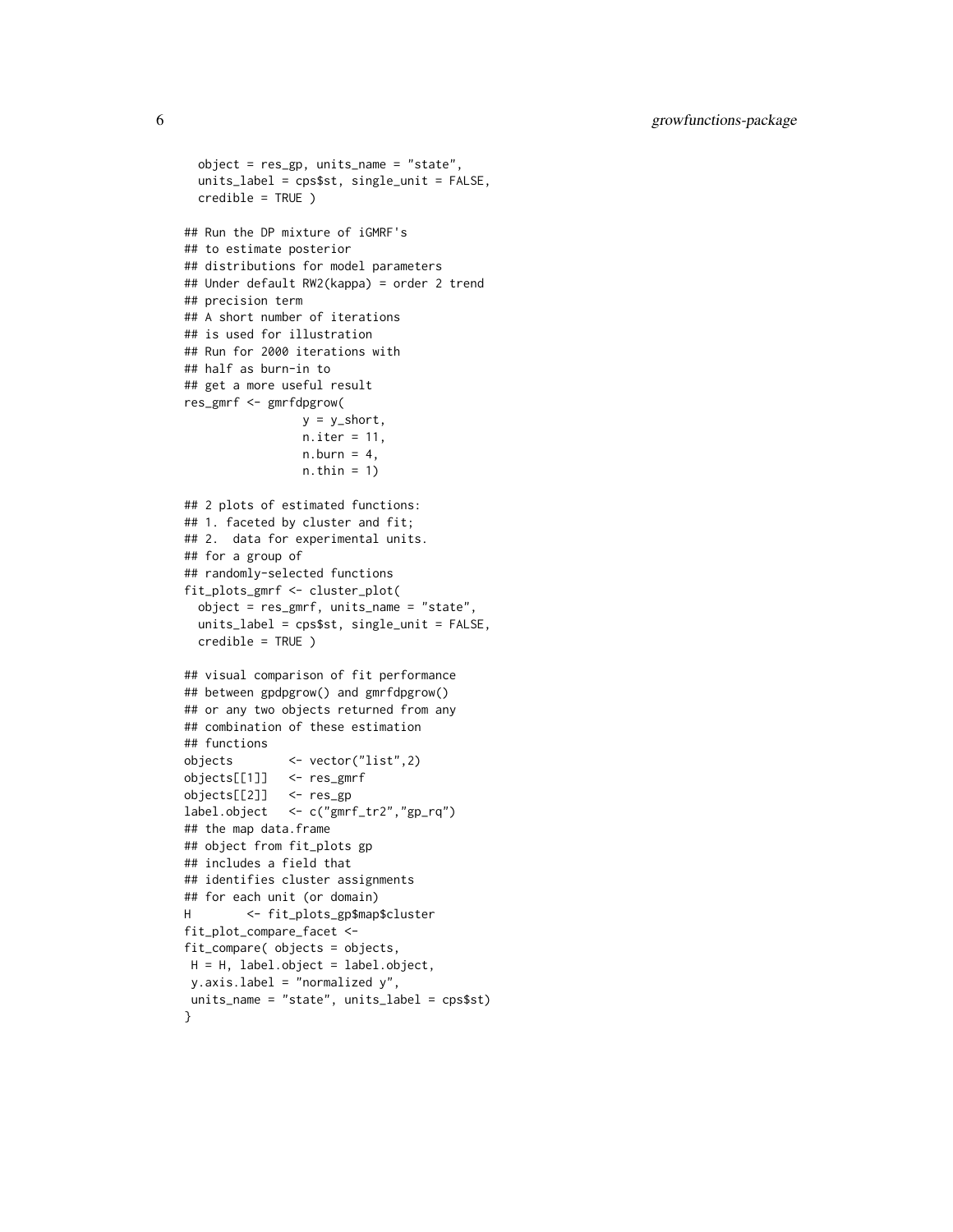```
  object = res_gp, units_name = "state",
  units_label = cps$st, single_unit = FALSE,
  credible = TRUE )

## Run the DP mixture of iGMRF's
## to estimate posterior
## distributions for model parameters
## Under default RW2(kappa) = order 2 trend
## precision term
## A short number of iterations
## is used for illustration
## Run for 2000 iterations with
## half as burn-in to
## get a more useful result
res_gmrf <- gmrfdpgrow(
                 y = y_short,
                 n.iter = 11,
                 n.burn = 4,
                 n.thin = 1)

## 2 plots of estimated functions:
## 1. faceted by cluster and fit;
## 2.  data for experimental units.
## for a group of
## randomly-selected functions
fit_plots_gmrf <- cluster_plot(
  object = res_gmrf, units_name = "state",
  units_label = cps$st, single_unit = FALSE,
  credible = TRUE )

## visual comparison of fit performance
## between gpdpgrow() and gmrfdpgrow()
## or any two objects returned from any
## combination of these estimation
## functions
objects        <- vector("list",2)
objects[[1]]   <- res_gmrf
objects[[2]]   <- res_gp
label.object   <- c("gmrf_tr2","gp_rq")
## the map data.frame
## object from fit_plots gp
## includes a field that
## identifies cluster assignments
## for each unit (or domain)
H        <- fit_plots_gp$map$cluster
fit_plot_compare_facet <-
fit_compare( objects = objects,
 H = H, label.object = label.object,
 y.axis.label = "normalized y",
 units_name = "state", units_label = cps$st)
}
```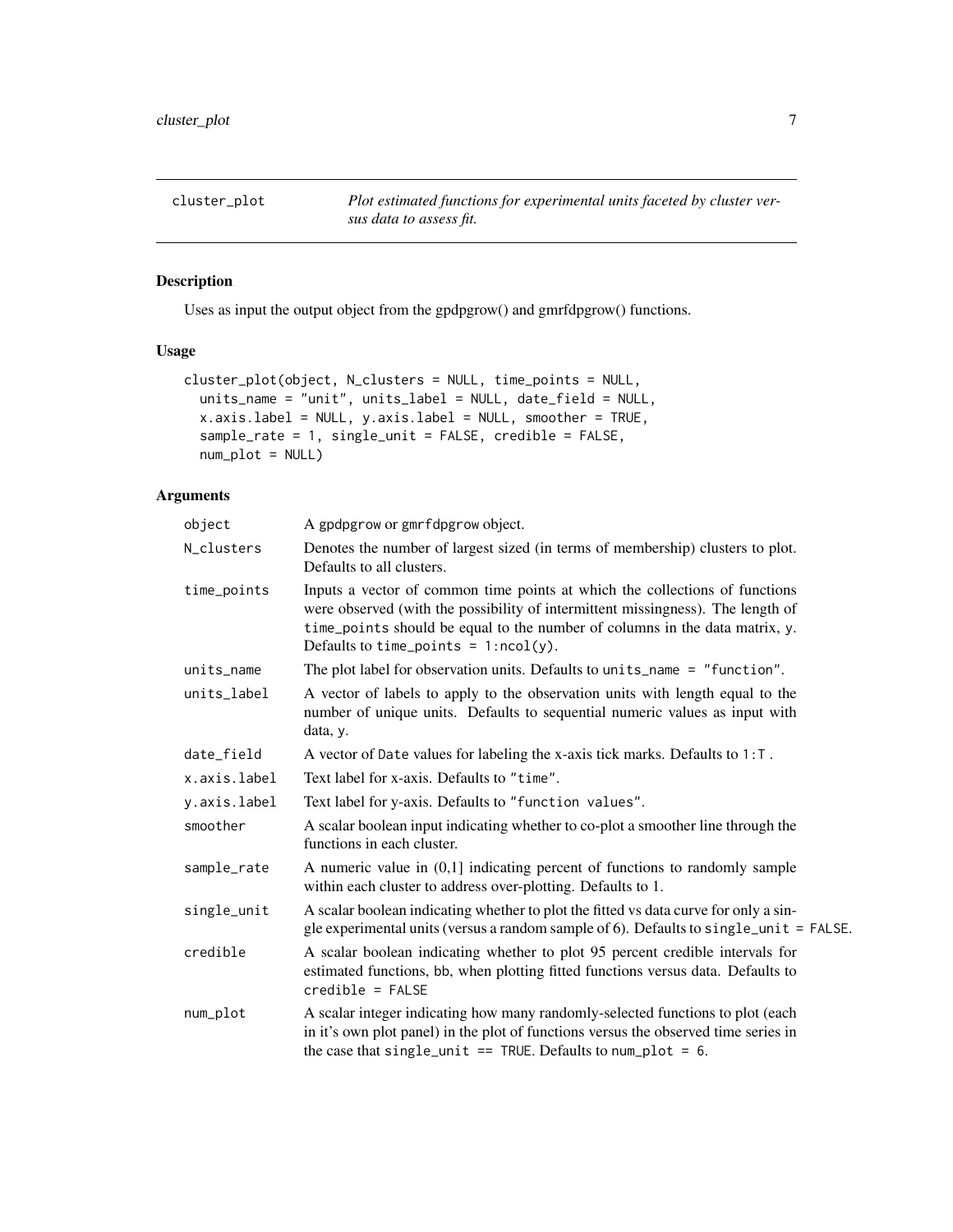# cluster_plot

*Plot estimated functions for experimental units faceted by cluster versus data to assess fit.*

## Description

Uses as input the output object from the gpdpgrow() and gmrfdpgrow() functions.

## Usage

```
cluster_plot(object, N_clusters = NULL, time_points = NULL,
  units_name = "unit", units_label = NULL, date_field = NULL,
  x.axis.label = NULL, y.axis.label = NULL, smoother = TRUE,
  sample_rate = 1, single_unit = FALSE, credible = FALSE,
  num_plot = NULL)
```

## Arguments

| | |
|---|---|
| `object` | A `gpdpgrow` or `gmrfdpgrow` object. |
| `N_clusters` | Denotes the number of largest sized (in terms of membership) clusters to plot. Defaults to all clusters. |
| `time_points` | Inputs a vector of common time points at which the collections of functions were observed (with the possibility of intermittent missingness). The length of `time_points` should be equal to the number of columns in the data matrix, `y`. Defaults to `time_points = 1:ncol(y)`. |
| `units_name` | The plot label for observation units. Defaults to `units_name = "function"`. |
| `units_label` | A vector of labels to apply to the observation units with length equal to the number of unique units. Defaults to sequential numeric values as input with data, `y`. |
| `date_field` | A vector of `Date` values for labeling the x-axis tick marks. Defaults to `1:T` . |
| `x.axis.label` | Text label for x-axis. Defaults to `"time"`. |
| `y.axis.label` | Text label for y-axis. Defaults to `"function values"`. |
| `smoother` | A scalar boolean input indicating whether to co-plot a smoother line through the functions in each cluster. |
| `sample_rate` | A numeric value in (0,1] indicating percent of functions to randomly sample within each cluster to address over-plotting. Defaults to 1. |
| `single_unit` | A scalar boolean indicating whether to plot the fitted vs data curve for only a single experimental units (versus a random sample of 6). Defaults to `single_unit = FALSE`. |
| `credible` | A scalar boolean indicating whether to plot 95 percent credible intervals for estimated functions, `bb`, when plotting fitted functions versus data. Defaults to `credible = FALSE` |
| `num_plot` | A scalar integer indicating how many randomly-selected functions to plot (each in it's own plot panel) in the plot of functions versus the observed time series in the case that `single_unit == TRUE`. Defaults to `num_plot = 6`. |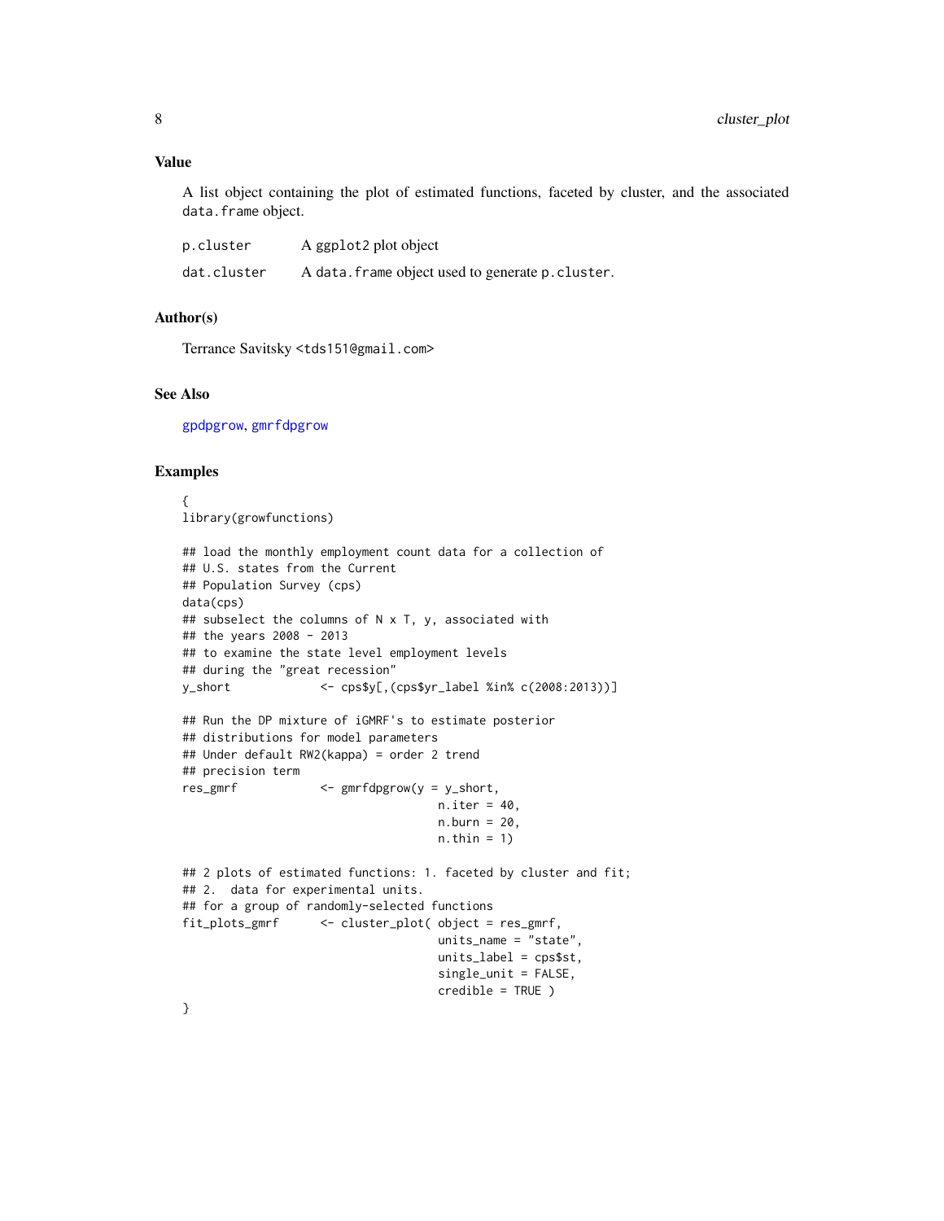### Value

A list object containing the plot of estimated functions, faceted by cluster, and the associated `data.frame` object.

| | |
|---|---|
| `p.cluster` | A `ggplot2` plot object |
| `dat.cluster` | A `data.frame` object used to generate `p.cluster`. |

### Author(s)

Terrance Savitsky <tds151@gmail.com>

### See Also

gpdpgrow, gmrfdpgrow

### Examples

```
{
library(growfunctions)

## load the monthly employment count data for a collection of
## U.S. states from the Current
## Population Survey (cps)
data(cps)
## subselect the columns of N x T, y, associated with
## the years 2008 - 2013
## to examine the state level employment levels
## during the "great recession"
y_short             <- cps$y[,(cps$yr_label %in% c(2008:2013))]

## Run the DP mixture of iGMRF's to estimate posterior
## distributions for model parameters
## Under default RW2(kappa) = order 2 trend
## precision term
res_gmrf            <- gmrfdpgrow(y = y_short,
                                     n.iter = 40,
                                     n.burn = 20,
                                     n.thin = 1)

## 2 plots of estimated functions: 1. faceted by cluster and fit;
## 2.  data for experimental units.
## for a group of randomly-selected functions
fit_plots_gmrf      <- cluster_plot( object = res_gmrf,
                                     units_name = "state",
                                     units_label = cps$st,
                                     single_unit = FALSE,
                                     credible = TRUE )
}
```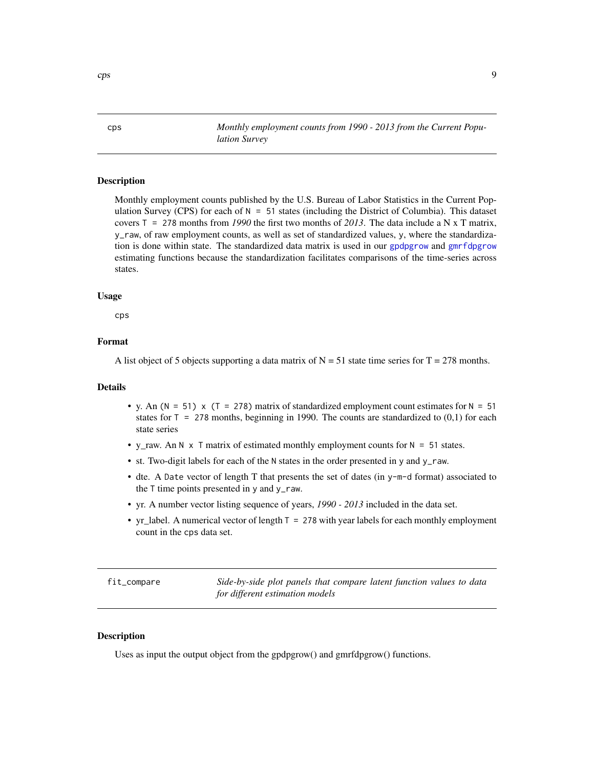## cps — *Monthly employment counts from 1990 - 2013 from the Current Population Survey*

### Description

Monthly employment counts published by the U.S. Bureau of Labor Statistics in the Current Population Survey (CPS) for each of `N = 51` states (including the District of Columbia). This dataset covers `T = 278` months from *1990* the first two months of *2013*. The data include a N x T matrix, `y_raw`, of raw employment counts, as well as set of standardized values, `y`, where the standardization is done within state. The standardized data matrix is used in our `gpdpgrow` and `gmrfdpgrow` estimating functions because the standardization facilitates comparisons of the time-series across states.

### Usage

```
cps
```

### Format

A list object of 5 objects supporting a data matrix of N = 51 state time series for T = 278 months.

### Details

- y. An `(N = 51) x (T = 278)` matrix of standardized employment count estimates for `N = 51` states for `T = 278` months, beginning in 1990. The counts are standardized to (0,1) for each state series
- y_raw. An `N x T` matrix of estimated monthly employment counts for `N = 51` states.
- st. Two-digit labels for each of the `N` states in the order presented in `y` and `y_raw`.
- dte. A `Date` vector of length T that presents the set of dates (in `y-m-d` format) associated to the `T` time points presented in `y` and `y_raw`.
- yr. A number vector listing sequence of years, *1990 - 2013* included in the data set.
- yr_label. A numerical vector of length `T = 278` with year labels for each monthly employment count in the `cps` data set.

## fit_compare — *Side-by-side plot panels that compare latent function values to data for different estimation models*

### Description

Uses as input the output object from the gpdpgrow() and gmrfdpgrow() functions.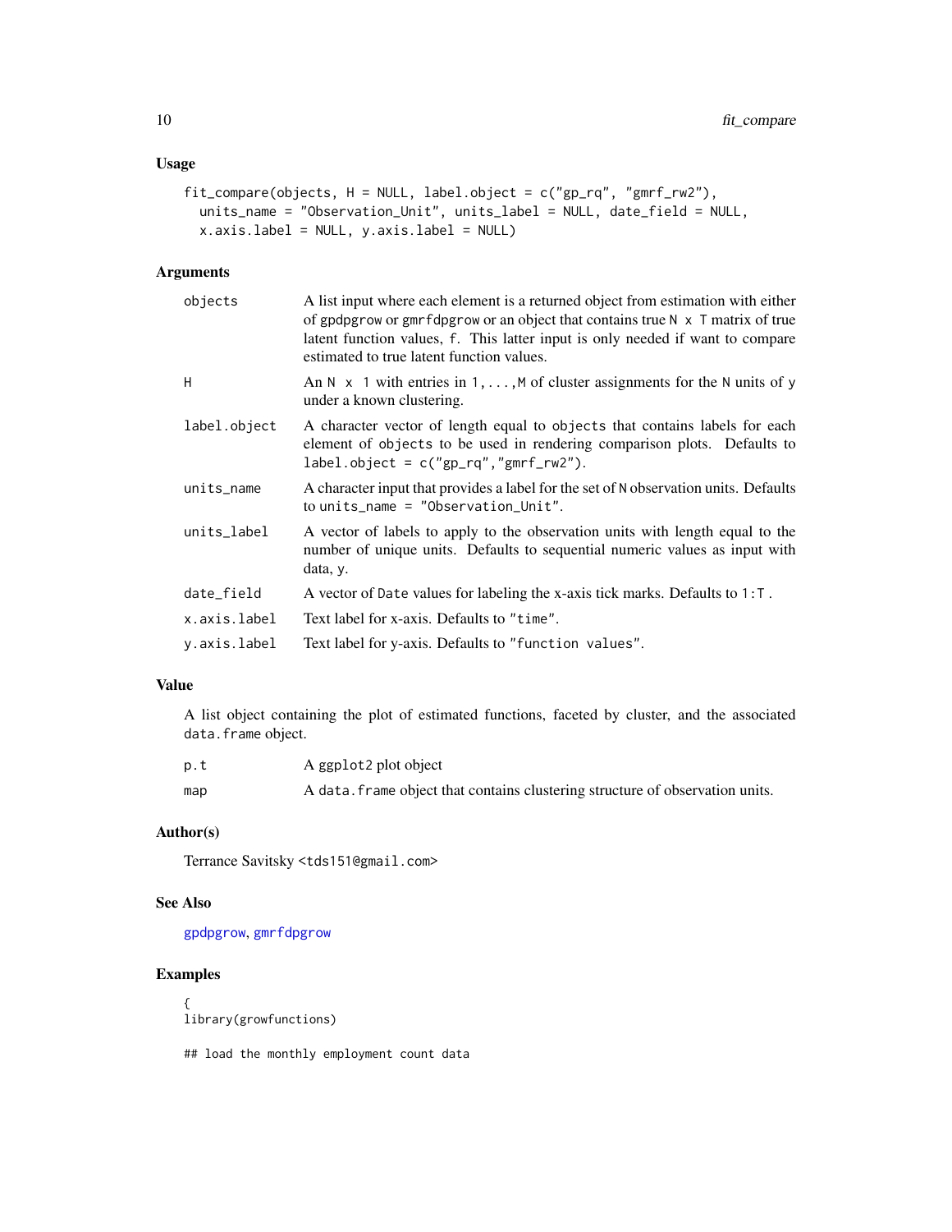### Usage

```
fit_compare(objects, H = NULL, label.object = c("gp_rq", "gmrf_rw2"),
  units_name = "Observation_Unit", units_label = NULL, date_field = NULL,
  x.axis.label = NULL, y.axis.label = NULL)
```

### Arguments

| | |
|---|---|
| objects | A list input where each element is a returned object from estimation with either of gpdpgrow or gmrfdpgrow or an object that contains true N x T matrix of true latent function values, f. This latter input is only needed if want to compare estimated to true latent function values. |
| H | An N x 1 with entries in 1,...,M of cluster assignments for the N units of y under a known clustering. |
| label.object | A character vector of length equal to objects that contains labels for each element of objects to be used in rendering comparison plots. Defaults to label.object = c("gp_rq","gmrf_rw2"). |
| units_name | A character input that provides a label for the set of N observation units. Defaults to units_name = "Observation_Unit". |
| units_label | A vector of labels to apply to the observation units with length equal to the number of unique units. Defaults to sequential numeric values as input with data, y. |
| date_field | A vector of Date values for labeling the x-axis tick marks. Defaults to 1:T . |
| x.axis.label | Text label for x-axis. Defaults to "time". |
| y.axis.label | Text label for y-axis. Defaults to "function values". |

### Value

A list object containing the plot of estimated functions, faceted by cluster, and the associated data.frame object.

| | |
|---|---|
| p.t | A ggplot2 plot object |
| map | A data.frame object that contains clustering structure of observation units. |

### Author(s)

Terrance Savitsky <tds151@gmail.com>

### See Also

gpdpgrow, gmrfdpgrow

### Examples

```
{
library(growfunctions)

## load the monthly employment count data
```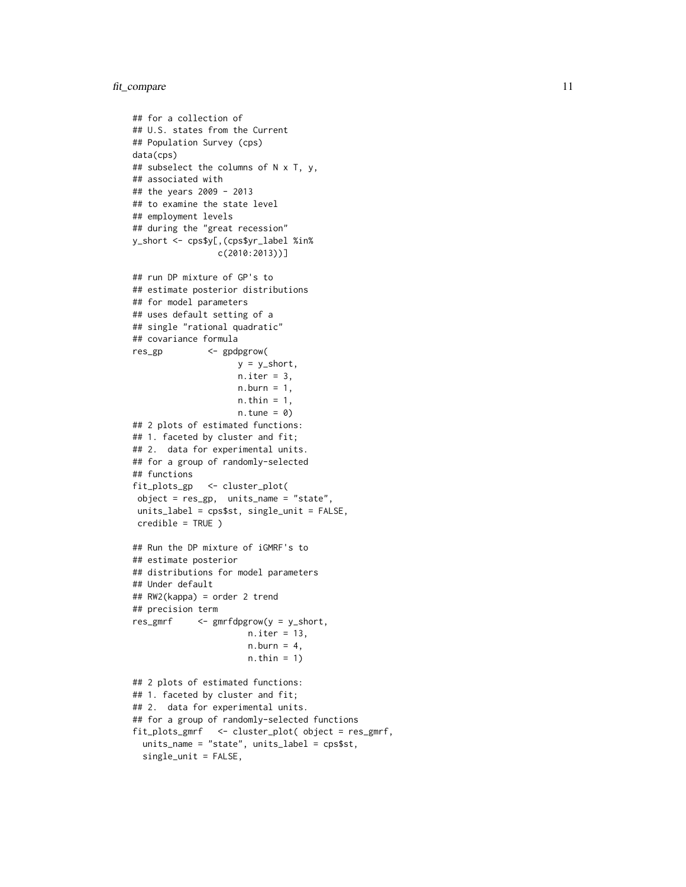```
## for a collection of
## U.S. states from the Current
## Population Survey (cps)
data(cps)
## subselect the columns of N x T, y,
## associated with
## the years 2009 - 2013
## to examine the state level
## employment levels
## during the "great recession"
y_short <- cps$y[,(cps$yr_label %in%
                  c(2010:2013))]

## run DP mixture of GP's to
## estimate posterior distributions
## for model parameters
## uses default setting of a
## single "rational quadratic"
## covariance formula
res_gp         <- gpdpgrow(
                    y = y_short,
                    n.iter = 3,
                    n.burn = 1,
                    n.thin = 1,
                    n.tune = 0)
## 2 plots of estimated functions:
## 1. faceted by cluster and fit;
## 2.  data for experimental units.
## for a group of randomly-selected
## functions
fit_plots_gp   <- cluster_plot(
 object = res_gp,  units_name = "state",
 units_label = cps$st, single_unit = FALSE,
 credible = TRUE )

## Run the DP mixture of iGMRF's to
## estimate posterior
## distributions for model parameters
## Under default
## RW2(kappa) = order 2 trend
## precision term
res_gmrf     <- gmrfdpgrow(y = y_short,
                      n.iter = 13,
                      n.burn = 4,
                      n.thin = 1)

## 2 plots of estimated functions:
## 1. faceted by cluster and fit;
## 2.  data for experimental units.
## for a group of randomly-selected functions
fit_plots_gmrf   <- cluster_plot( object = res_gmrf,
  units_name = "state", units_label = cps$st,
  single_unit = FALSE,
```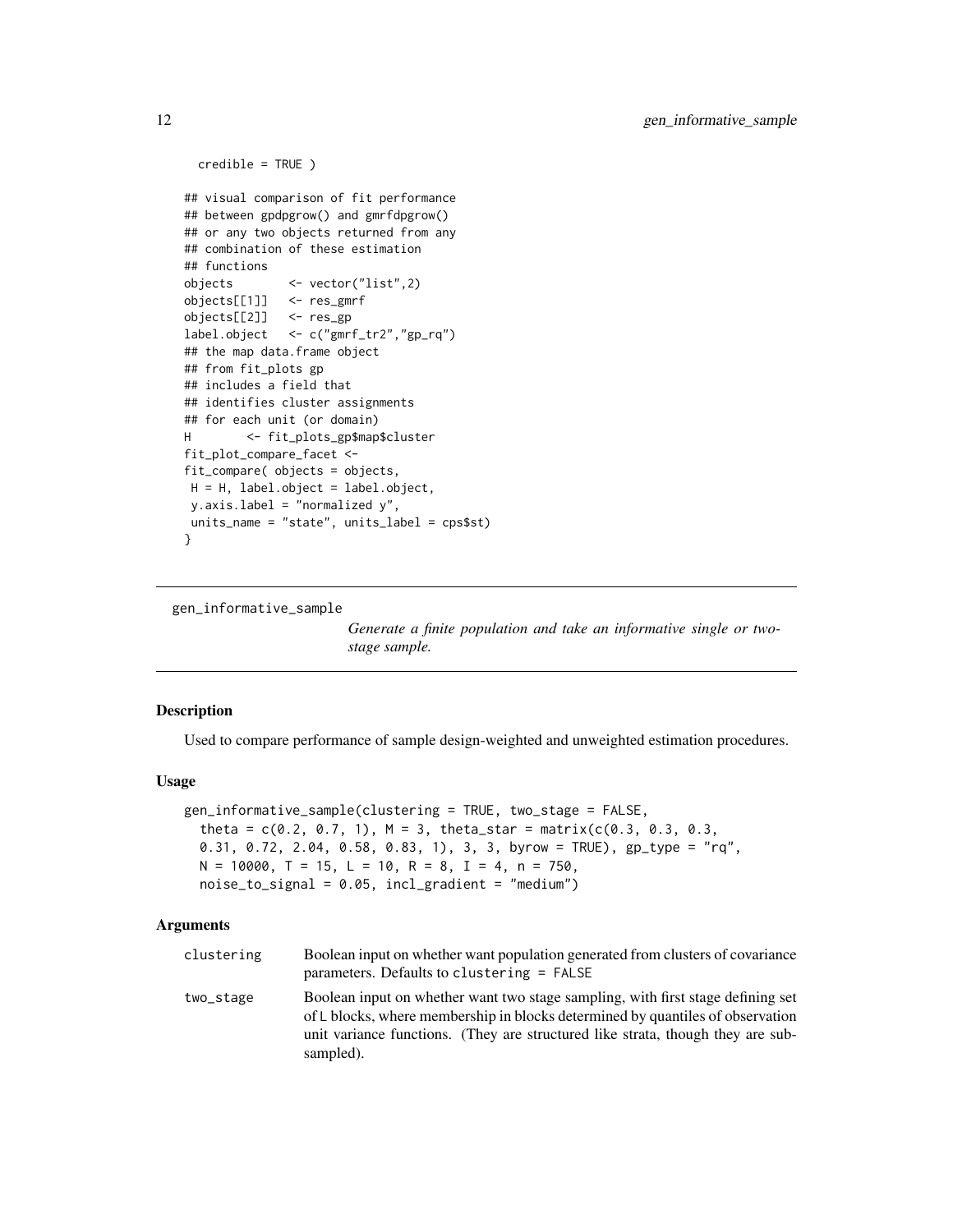```
  credible = TRUE )

## visual comparison of fit performance
## between gpdpgrow() and gmrfdpgrow()
## or any two objects returned from any
## combination of these estimation
## functions
objects        <- vector("list",2)
objects[[1]]   <- res_gmrf
objects[[2]]   <- res_gp
label.object   <- c("gmrf_tr2","gp_rq")
## the map data.frame object
## from fit_plots gp
## includes a field that
## identifies cluster assignments
## for each unit (or domain)
H        <- fit_plots_gp$map$cluster
fit_plot_compare_facet <-
fit_compare( objects = objects,
 H = H, label.object = label.object,
 y.axis.label = "normalized y",
 units_name = "state", units_label = cps$st)
}
```

---

`gen_informative_sample` *Generate a finite population and take an informative single or two-stage sample.*

---

### Description

Used to compare performance of sample design-weighted and unweighted estimation procedures.

### Usage

```
gen_informative_sample(clustering = TRUE, two_stage = FALSE,
  theta = c(0.2, 0.7, 1), M = 3, theta_star = matrix(c(0.3, 0.3, 0.3,
  0.31, 0.72, 2.04, 0.58, 0.83, 1), 3, 3, byrow = TRUE), gp_type = "rq",
  N = 10000, T = 15, L = 10, R = 8, I = 4, n = 750,
  noise_to_signal = 0.05, incl_gradient = "medium")
```

### Arguments

| | |
|---|---|
| `clustering` | Boolean input on whether want population generated from clusters of covariance parameters. Defaults to `clustering = FALSE` |
| `two_stage` | Boolean input on whether want two stage sampling, with first stage defining set of `L` blocks, where membership in blocks determined by quantiles of observation unit variance functions. (They are structured like strata, though they are sub-sampled). |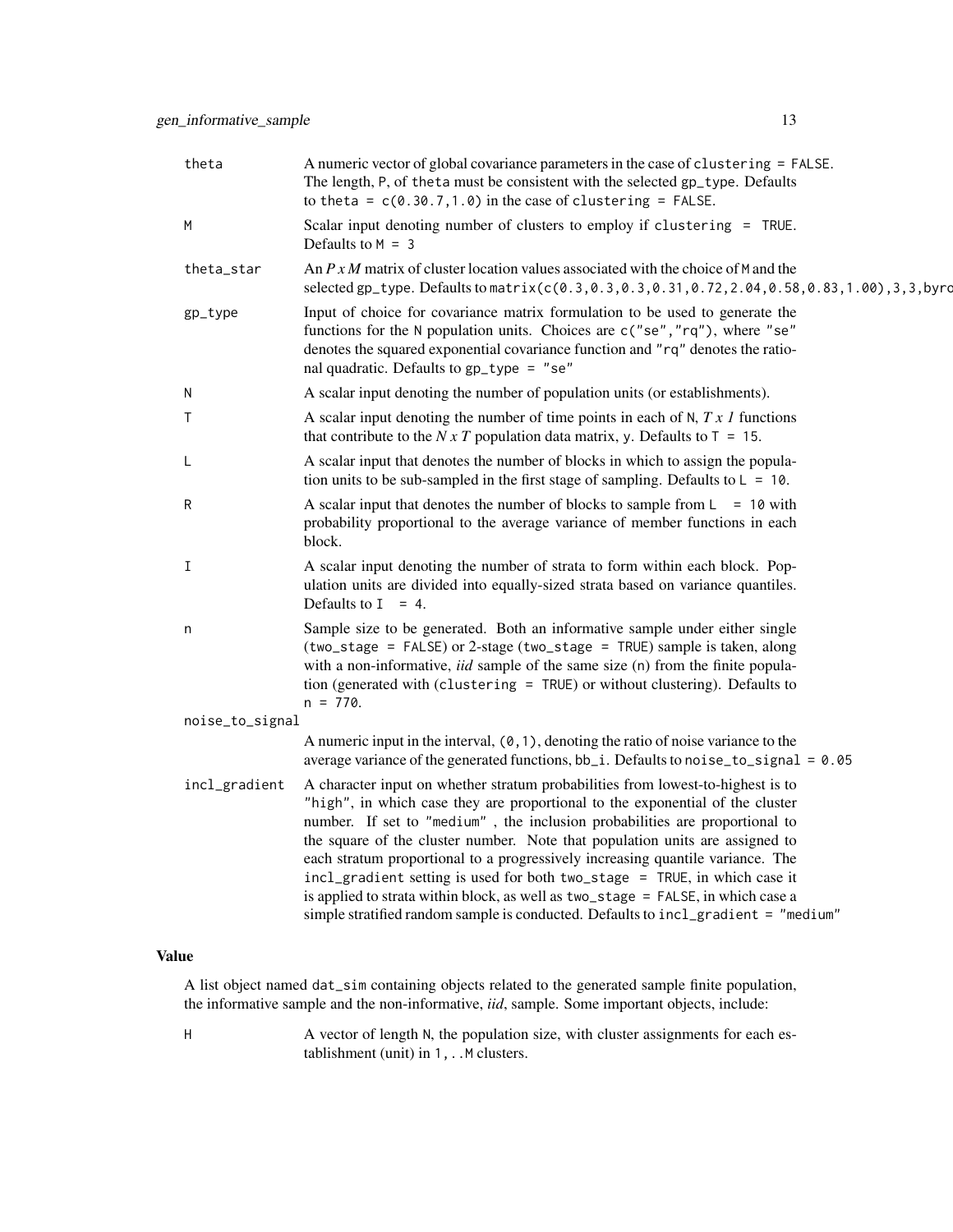theta
: A numeric vector of global covariance parameters in the case of clustering = FALSE. The length, P, of theta must be consistent with the selected gp_type. Defaults to theta = c(0.30.7,1.0) in the case of clustering = FALSE.

M
: Scalar input denoting number of clusters to employ if clustering = TRUE. Defaults to M = 3

theta_star
: An *P x M* matrix of cluster location values associated with the choice of M and the selected gp_type. Defaults to matrix(c(0.3,0.3,0.3,0.31,0.72,2.04,0.58,0.83,1.00),3,3,byro

gp_type
: Input of choice for covariance matrix formulation to be used to generate the functions for the N population units. Choices are c("se","rq"), where "se" denotes the squared exponential covariance function and "rq" denotes the rational quadratic. Defaults to gp_type = "se"

N
: A scalar input denoting the number of population units (or establishments).

T
: A scalar input denoting the number of time points in each of N, *T x 1* functions that contribute to the *N x T* population data matrix, y. Defaults to T = 15.

L
: A scalar input that denotes the number of blocks in which to assign the population units to be sub-sampled in the first stage of sampling. Defaults to L = 10.

R
: A scalar input that denotes the number of blocks to sample from L = 10 with probability proportional to the average variance of member functions in each block.

I
: A scalar input denoting the number of strata to form within each block. Population units are divided into equally-sized strata based on variance quantiles. Defaults to I = 4.

n
: Sample size to be generated. Both an informative sample under either single (two_stage = FALSE) or 2-stage (two_stage = TRUE) sample is taken, along with a non-informative, *iid* sample of the same size (n) from the finite population (generated with (clustering = TRUE) or without clustering). Defaults to n = 770.

noise_to_signal
: A numeric input in the interval, (0,1), denoting the ratio of noise variance to the average variance of the generated functions, bb_i. Defaults to noise_to_signal = 0.05

incl_gradient
: A character input on whether stratum probabilities from lowest-to-highest is to "high", in which case they are proportional to the exponential of the cluster number. If set to "medium" , the inclusion probabilities are proportional to the square of the cluster number. Note that population units are assigned to each stratum proportional to a progressively increasing quantile variance. The incl_gradient setting is used for both two_stage = TRUE, in which case it is applied to strata within block, as well as two_stage = FALSE, in which case a simple stratified random sample is conducted. Defaults to incl_gradient = "medium"

## Value

A list object named dat_sim containing objects related to the generated sample finite population, the informative sample and the non-informative, *iid*, sample. Some important objects, include:

H
: A vector of length N, the population size, with cluster assignments for each establishment (unit) in 1,..M clusters.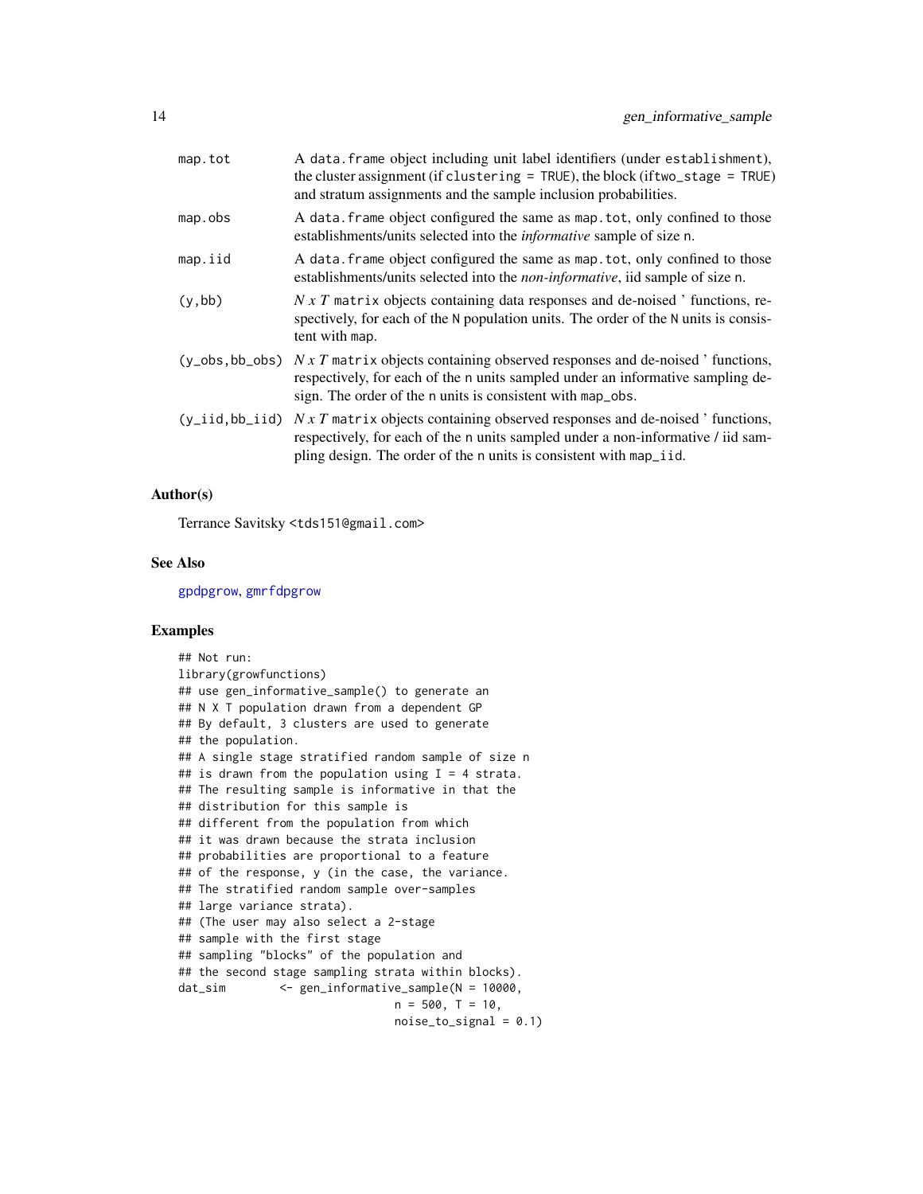map.tot A data.frame object including unit label identifiers (under establishment), the cluster assignment (if clustering = TRUE), the block (iftwo_stage = TRUE) and stratum assignments and the sample inclusion probabilities.

map.obs A data.frame object configured the same as map.tot, only confined to those establishments/units selected into the *informative* sample of size n.

map.iid A data.frame object configured the same as map.tot, only confined to those establishments/units selected into the *non-informative*, iid sample of size n.

(y,bb) *N x T* matrix objects containing data responses and de-noised ' functions, respectively, for each of the N population units. The order of the N units is consistent with map.

(y_obs,bb_obs) *N x T* matrix objects containing observed responses and de-noised ' functions, respectively, for each of the n units sampled under an informative sampling design. The order of the n units is consistent with map_obs.

(y_iid,bb_iid) *N x T* matrix objects containing observed responses and de-noised ' functions, respectively, for each of the n units sampled under a non-informative / iid sampling design. The order of the n units is consistent with map_iid.

### Author(s)

Terrance Savitsky <tds151@gmail.com>

### See Also

gpdpgrow, gmrfdpgrow

### Examples

```
## Not run:
library(growfunctions)
## use gen_informative_sample() to generate an
## N X T population drawn from a dependent GP
## By default, 3 clusters are used to generate
## the population.
## A single stage stratified random sample of size n
## is drawn from the population using I = 4 strata.
## The resulting sample is informative in that the
## distribution for this sample is
## different from the population from which
## it was drawn because the strata inclusion
## probabilities are proportional to a feature
## of the response, y (in the case, the variance.
## The stratified random sample over-samples
## large variance strata).
## (The user may also select a 2-stage
## sample with the first stage
## sampling "blocks" of the population and
## the second stage sampling strata within blocks).
dat_sim        <- gen_informative_sample(N = 10000,
                              n = 500, T = 10,
                              noise_to_signal = 0.1)
```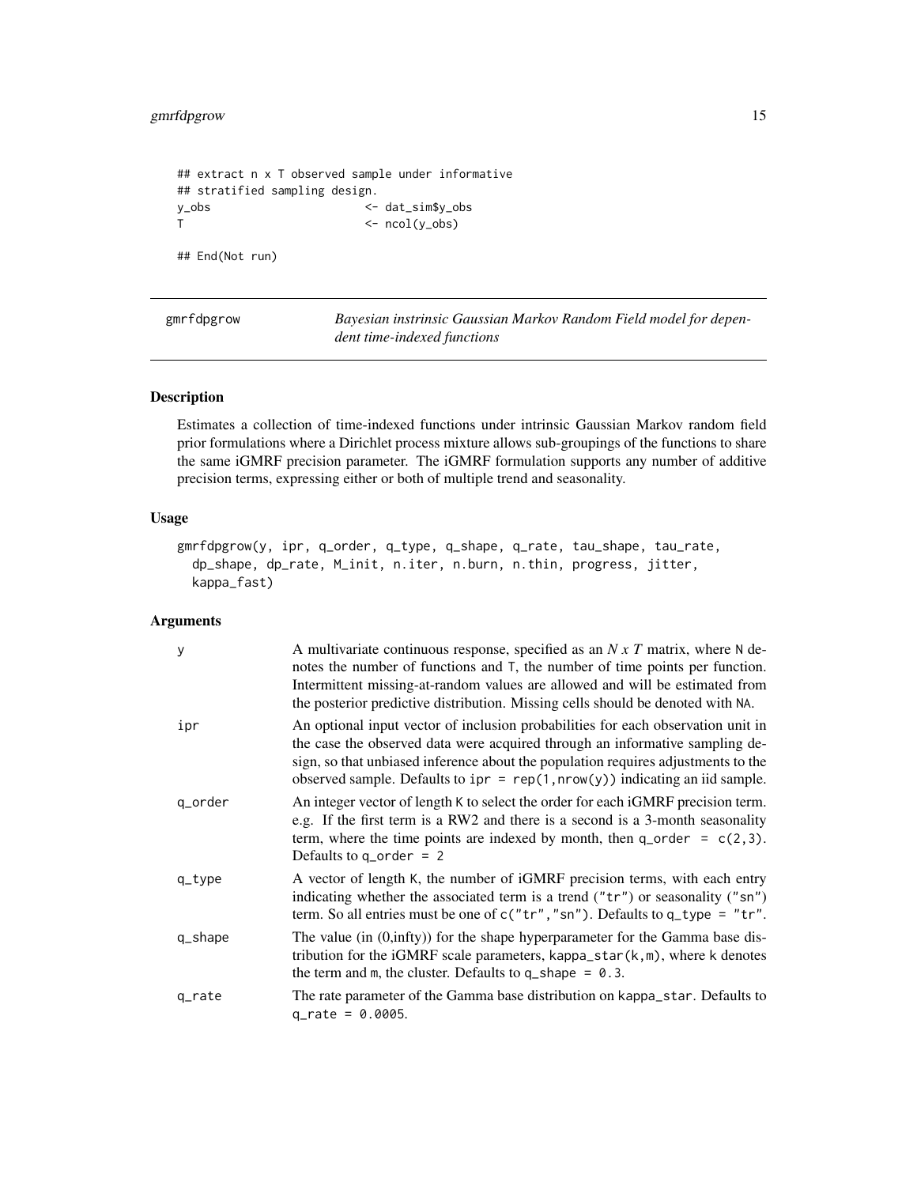```
## extract n x T observed sample under informative
## stratified sampling design.
y_obs                      <- dat_sim$y_obs
T                          <- ncol(y_obs)

## End(Not run)
```

## gmrfdpgrow — *Bayesian instrinsic Gaussian Markov Random Field model for dependent time-indexed functions*

### Description

Estimates a collection of time-indexed functions under intrinsic Gaussian Markov random field prior formulations where a Dirichlet process mixture allows sub-groupings of the functions to share the same iGMRF precision parameter. The iGMRF formulation supports any number of additive precision terms, expressing either or both of multiple trend and seasonality.

### Usage

```
gmrfdpgrow(y, ipr, q_order, q_type, q_shape, q_rate, tau_shape, tau_rate,
  dp_shape, dp_rate, M_init, n.iter, n.burn, n.thin, progress, jitter,
  kappa_fast)
```

### Arguments

| | |
|---|---|
| y | A multivariate continuous response, specified as an *N x T* matrix, where N denotes the number of functions and T, the number of time points per function. Intermittent missing-at-random values are allowed and will be estimated from the posterior predictive distribution. Missing cells should be denoted with NA. |
| ipr | An optional input vector of inclusion probabilities for each observation unit in the case the observed data were acquired through an informative sampling design, so that unbiased inference about the population requires adjustments to the observed sample. Defaults to `ipr = rep(1,nrow(y))` indicating an iid sample. |
| q_order | An integer vector of length K to select the order for each iGMRF precision term. e.g. If the first term is a RW2 and there is a second is a 3-month seasonality term, where the time points are indexed by month, then `q_order = c(2,3)`. Defaults to `q_order = 2` |
| q_type | A vector of length K, the number of iGMRF precision terms, with each entry indicating whether the associated term is a trend ("tr") or seasonality ("sn") term. So all entries must be one of `c("tr","sn")`. Defaults to `q_type = "tr"`. |
| q_shape | The value (in (0,infty)) for the shape hyperparameter for the Gamma base distribution for the iGMRF scale parameters, `kappa_star(k,m)`, where k denotes the term and m, the cluster. Defaults to `q_shape = 0.3`. |
| q_rate | The rate parameter of the Gamma base distribution on `kappa_star`. Defaults to `q_rate = 0.0005`. |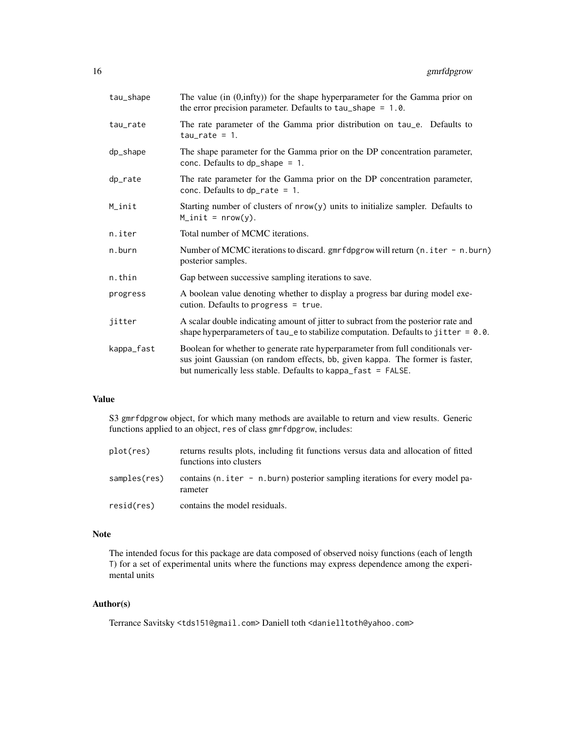| | |
|---|---|
| tau_shape | The value (in (0,infty)) for the shape hyperparameter for the Gamma prior on the error precision parameter. Defaults to `tau_shape = 1.0`. |
| tau_rate | The rate parameter of the Gamma prior distribution on tau_e. Defaults to `tau_rate = 1`. |
| dp_shape | The shape parameter for the Gamma prior on the DP concentration parameter, conc. Defaults to `dp_shape = 1`. |
| dp_rate | The rate parameter for the Gamma prior on the DP concentration parameter, conc. Defaults to `dp_rate = 1`. |
| M_init | Starting number of clusters of `nrow(y)` units to initialize sampler. Defaults to `M_init = nrow(y)`. |
| n.iter | Total number of MCMC iterations. |
| n.burn | Number of MCMC iterations to discard. gmrfdpgrow will return `(n.iter - n.burn)` posterior samples. |
| n.thin | Gap between successive sampling iterations to save. |
| progress | A boolean value denoting whether to display a progress bar during model execution. Defaults to `progress = true`. |
| jitter | A scalar double indicating amount of jitter to subract from the posterior rate and shape hyperparameters of tau_e to stabilize computation. Defaults to `jitter = 0.0`. |
| kappa_fast | Boolean for whether to generate rate hyperparameter from full conditionals versus joint Gaussian (on random effects, bb, given kappa. The former is faster, but numerically less stable. Defaults to `kappa_fast = FALSE`. |

## Value

S3 gmrfdpgrow object, for which many methods are available to return and view results. Generic functions applied to an object, res of class gmrfdpgrow, includes:

| | |
|---|---|
| plot(res) | returns results plots, including fit functions versus data and allocation of fitted functions into clusters |
| samples(res) | contains `(n.iter - n.burn)` posterior sampling iterations for every model parameter |
| resid(res) | contains the model residuals. |

## Note

The intended focus for this package are data composed of observed noisy functions (each of length T) for a set of experimental units where the functions may express dependence among the experimental units

## Author(s)

Terrance Savitsky <tds151@gmail.com> Daniell toth <danielltoth@yahoo.com>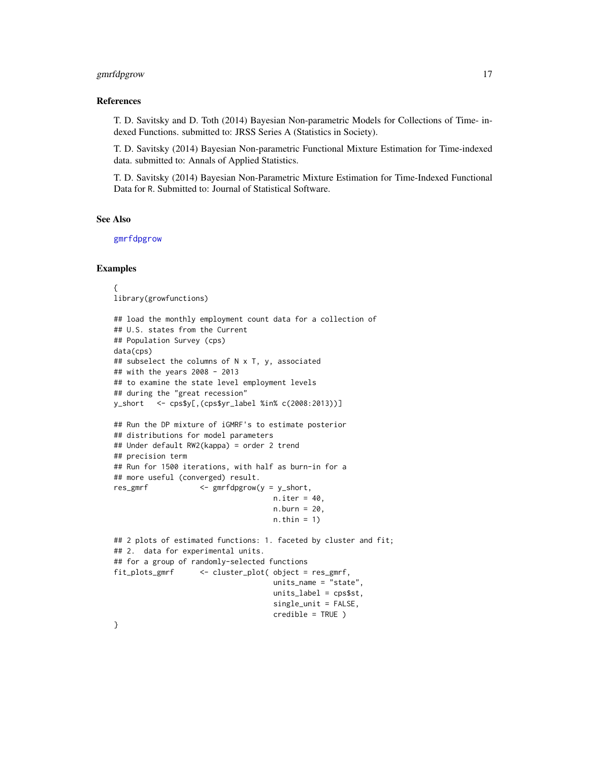### References

T. D. Savitsky and D. Toth (2014) Bayesian Non-parametric Models for Collections of Time- indexed Functions. submitted to: JRSS Series A (Statistics in Society).

T. D. Savitsky (2014) Bayesian Non-parametric Functional Mixture Estimation for Time-indexed data. submitted to: Annals of Applied Statistics.

T. D. Savitsky (2014) Bayesian Non-Parametric Mixture Estimation for Time-Indexed Functional Data for R. Submitted to: Journal of Statistical Software.

### See Also

gmrfdpgrow

### Examples

```
{
library(growfunctions)

## load the monthly employment count data for a collection of
## U.S. states from the Current
## Population Survey (cps)
data(cps)
## subselect the columns of N x T, y, associated
## with the years 2008 - 2013
## to examine the state level employment levels
## during the "great recession"
y_short   <- cps$y[,(cps$yr_label %in% c(2008:2013))]

## Run the DP mixture of iGMRF's to estimate posterior
## distributions for model parameters
## Under default RW2(kappa) = order 2 trend
## precision term
## Run for 1500 iterations, with half as burn-in for a
## more useful (converged) result.
res_gmrf            <- gmrfdpgrow(y = y_short,
                                     n.iter = 40,
                                     n.burn = 20,
                                     n.thin = 1)

## 2 plots of estimated functions: 1. faceted by cluster and fit;
## 2.  data for experimental units.
## for a group of randomly-selected functions
fit_plots_gmrf      <- cluster_plot( object = res_gmrf,
                                     units_name = "state",
                                     units_label = cps$st,
                                     single_unit = FALSE,
                                     credible = TRUE )
}
```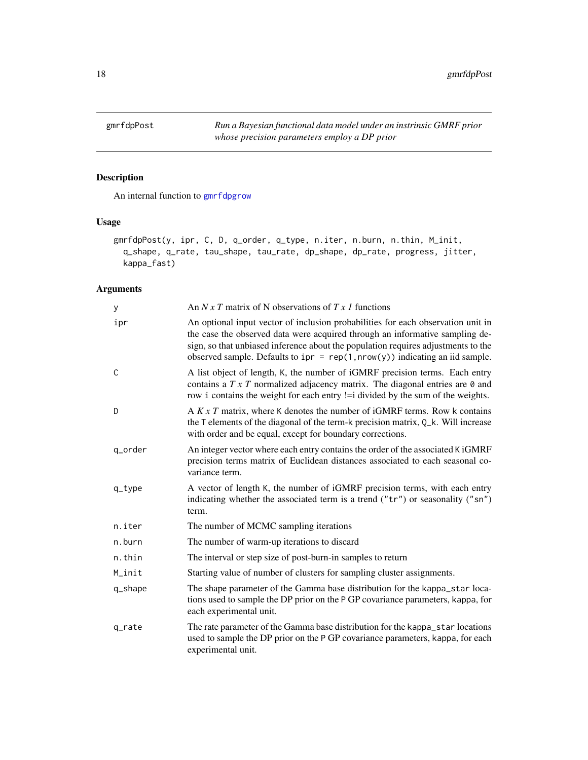## gmrfdpPost — *Run a Bayesian functional data model under an instrinsic GMRF prior whose precision parameters employ a DP prior*

### Description

An internal function to gmrfdpgrow

### Usage

```
gmrfdpPost(y, ipr, C, D, q_order, q_type, n.iter, n.burn, n.thin, M_init,
  q_shape, q_rate, tau_shape, tau_rate, dp_shape, dp_rate, progress, jitter,
  kappa_fast)
```

### Arguments

| | |
|---|---|
| y | An *N x T* matrix of N observations of *T x 1* functions |
| ipr | An optional input vector of inclusion probabilities for each observation unit in the case the observed data were acquired through an informative sampling design, so that unbiased inference about the population requires adjustments to the observed sample. Defaults to `ipr = rep(1,nrow(y))` indicating an iid sample. |
| C | A list object of length, K, the number of iGMRF precision terms. Each entry contains a *T x T* normalized adjacency matrix. The diagonal entries are 0 and row i contains the weight for each entry !=i divided by the sum of the weights. |
| D | A *K x T* matrix, where K denotes the number of iGMRF terms. Row k contains the T elements of the diagonal of the term-k precision matrix, Q_k. Will increase with order and be equal, except for boundary corrections. |
| q_order | An integer vector where each entry contains the order of the associated K iGMRF precision terms matrix of Euclidean distances associated to each seasonal covariance term. |
| q_type | A vector of length K, the number of iGMRF precision terms, with each entry indicating whether the associated term is a trend ("tr") or seasonality ("sn") term. |
| n.iter | The number of MCMC sampling iterations |
| n.burn | The number of warm-up iterations to discard |
| n.thin | The interval or step size of post-burn-in samples to return |
| M_init | Starting value of number of clusters for sampling cluster assignments. |
| q_shape | The shape parameter of the Gamma base distribution for the kappa_star locations used to sample the DP prior on the P GP covariance parameters, kappa, for each experimental unit. |
| q_rate | The rate parameter of the Gamma base distribution for the kappa_star locations used to sample the DP prior on the P GP covariance parameters, kappa, for each experimental unit. |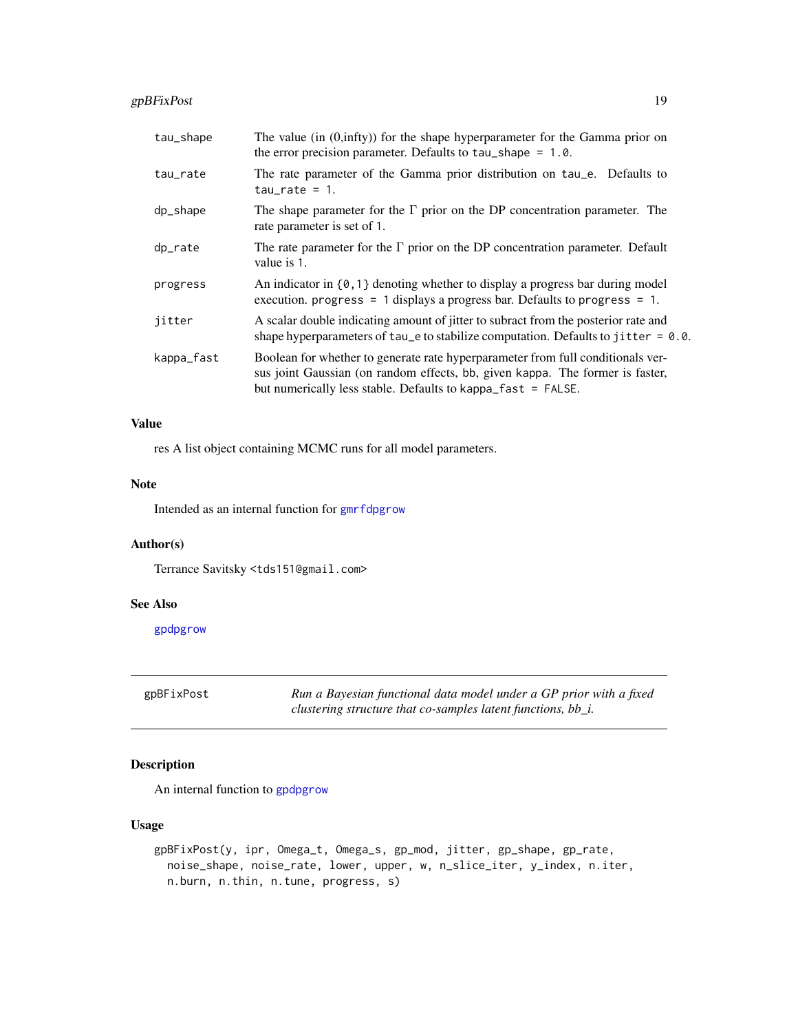| | |
|---|---|
| tau_shape | The value (in (0,infty)) for the shape hyperparameter for the Gamma prior on the error precision parameter. Defaults to tau_shape = 1.0. |
| tau_rate | The rate parameter of the Gamma prior distribution on tau_e. Defaults to tau_rate = 1. |
| dp_shape | The shape parameter for the $\Gamma$ prior on the DP concentration parameter. The rate parameter is set of 1. |
| dp_rate | The rate parameter for the $\Gamma$ prior on the DP concentration parameter. Default value is 1. |
| progress | An indicator in {0,1} denoting whether to display a progress bar during model execution. progress = 1 displays a progress bar. Defaults to progress = 1. |
| jitter | A scalar double indicating amount of jitter to subract from the posterior rate and shape hyperparameters of tau_e to stabilize computation. Defaults to jitter = 0.0. |
| kappa_fast | Boolean for whether to generate rate hyperparameter from full conditionals versus joint Gaussian (on random effects, bb, given kappa. The former is faster, but numerically less stable. Defaults to kappa_fast = FALSE. |

### Value

res A list object containing MCMC runs for all model parameters.

### Note

Intended as an internal function for gmrfdpgrow

### Author(s)

Terrance Savitsky <tds151@gmail.com>

### See Also

gpdpgrow

---

## gpBFixPost — *Run a Bayesian functional data model under a GP prior with a fixed clustering structure that co-samples latent functions, bb_i.*

---

### Description

An internal function to gpdpgrow

### Usage

```
gpBFixPost(y, ipr, Omega_t, Omega_s, gp_mod, jitter, gp_shape, gp_rate,
  noise_shape, noise_rate, lower, upper, w, n_slice_iter, y_index, n.iter,
  n.burn, n.thin, n.tune, progress, s)
```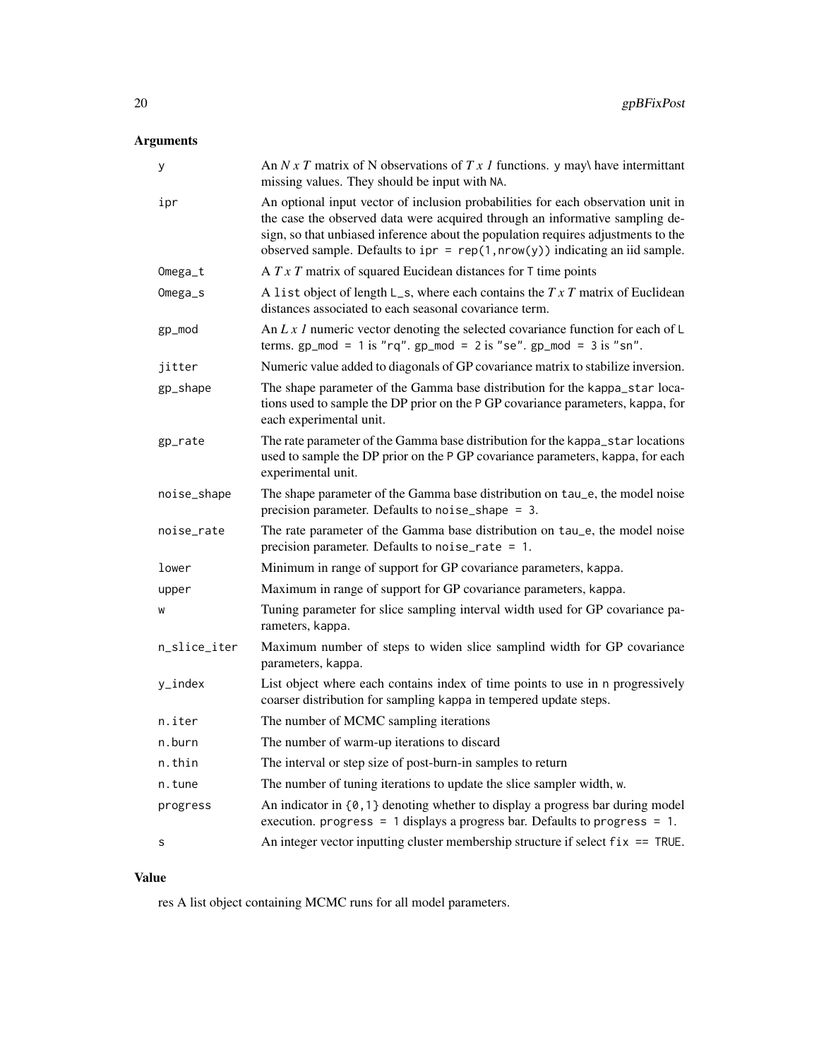## Arguments

| | |
|---|---|
| y | An $N$ x $T$ matrix of N observations of $T$ x $1$ functions. y may\ have intermittant missing values. They should be input with NA. |
| ipr | An optional input vector of inclusion probabilities for each observation unit in the case the observed data were acquired through an informative sampling design, so that unbiased inference about the population requires adjustments to the observed sample. Defaults to `ipr = rep(1,nrow(y))` indicating an iid sample. |
| Omega_t | A $T$ x $T$ matrix of squared Eucidean distances for T time points |
| Omega_s | A list object of length L_s, where each contains the $T$ x $T$ matrix of Euclidean distances associated to each seasonal covariance term. |
| gp_mod | An $L$ x $1$ numeric vector denoting the selected covariance function for each of L terms. `gp_mod = 1` is "rq". `gp_mod = 2` is "se". `gp_mod = 3` is "sn". |
| jitter | Numeric value added to diagonals of GP covariance matrix to stabilize inversion. |
| gp_shape | The shape parameter of the Gamma base distribution for the kappa_star locations used to sample the DP prior on the P GP covariance parameters, kappa, for each experimental unit. |
| gp_rate | The rate parameter of the Gamma base distribution for the kappa_star locations used to sample the DP prior on the P GP covariance parameters, kappa, for each experimental unit. |
| noise_shape | The shape parameter of the Gamma base distribution on tau_e, the model noise precision parameter. Defaults to `noise_shape = 3`. |
| noise_rate | The rate parameter of the Gamma base distribution on tau_e, the model noise precision parameter. Defaults to `noise_rate = 1`. |
| lower | Minimum in range of support for GP covariance parameters, kappa. |
| upper | Maximum in range of support for GP covariance parameters, kappa. |
| w | Tuning parameter for slice sampling interval width used for GP covariance parameters, kappa. |
| n_slice_iter | Maximum number of steps to widen slice samplind width for GP covariance parameters, kappa. |
| y_index | List object where each contains index of time points to use in n progressively coarser distribution for sampling kappa in tempered update steps. |
| n.iter | The number of MCMC sampling iterations |
| n.burn | The number of warm-up iterations to discard |
| n.thin | The interval or step size of post-burn-in samples to return |
| n.tune | The number of tuning iterations to update the slice sampler width, w. |
| progress | An indicator in {0,1} denoting whether to display a progress bar during model execution. `progress = 1` displays a progress bar. Defaults to `progress = 1`. |
| s | An integer vector inputting cluster membership structure if select `fix == TRUE`. |

## Value

res A list object containing MCMC runs for all model parameters.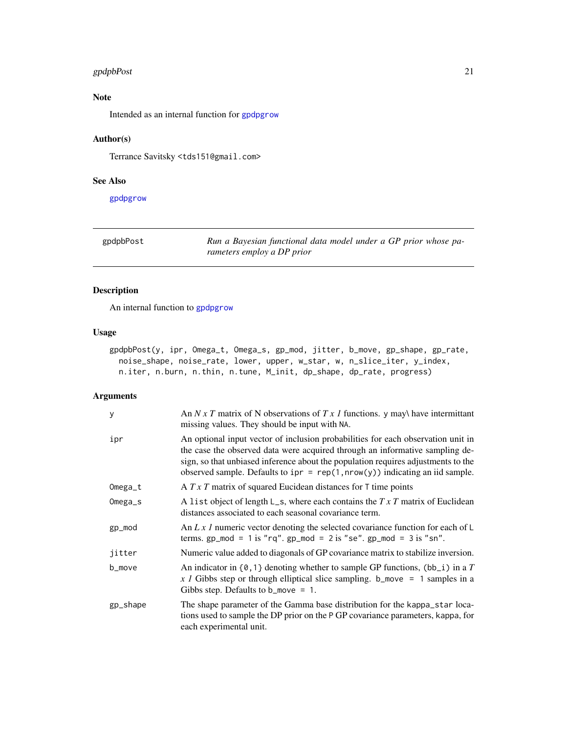## Note

Intended as an internal function for gpdpgrow

## Author(s)

Terrance Savitsky <tds151@gmail.com>

## See Also

gpdpgrow

---

# gpdpbPost — *Run a Bayesian functional data model under a GP prior whose parameters employ a DP prior*

## Description

An internal function to gpdpgrow

## Usage

```
gpdpbPost(y, ipr, Omega_t, Omega_s, gp_mod, jitter, b_move, gp_shape, gp_rate,
  noise_shape, noise_rate, lower, upper, w_star, w, n_slice_iter, y_index,
  n.iter, n.burn, n.thin, n.tune, M_init, dp_shape, dp_rate, progress)
```

## Arguments

| | |
|---|---|
| y | An *N x T* matrix of N observations of *T x 1* functions. y may\ have intermittant missing values. They should be input with NA. |
| ipr | An optional input vector of inclusion probabilities for each observation unit in the case the observed data were acquired through an informative sampling design, so that unbiased inference about the population requires adjustments to the observed sample. Defaults to ipr = rep(1,nrow(y)) indicating an iid sample. |
| Omega_t | A *T x T* matrix of squared Eucidean distances for T time points |
| Omega_s | A list object of length L_s, where each contains the *T x T* matrix of Euclidean distances associated to each seasonal covariance term. |
| gp_mod | An *L x 1* numeric vector denoting the selected covariance function for each of L terms. gp_mod = 1 is "rq". gp_mod = 2 is "se". gp_mod = 3 is "sn". |
| jitter | Numeric value added to diagonals of GP covariance matrix to stabilize inversion. |
| b_move | An indicator in {0,1} denoting whether to sample GP functions, (bb_i) in a *T x 1* Gibbs step or through elliptical slice sampling. b_move = 1 samples in a Gibbs step. Defaults to b_move = 1. |
| gp_shape | The shape parameter of the Gamma base distribution for the kappa_star locations used to sample the DP prior on the P GP covariance parameters, kappa, for each experimental unit. |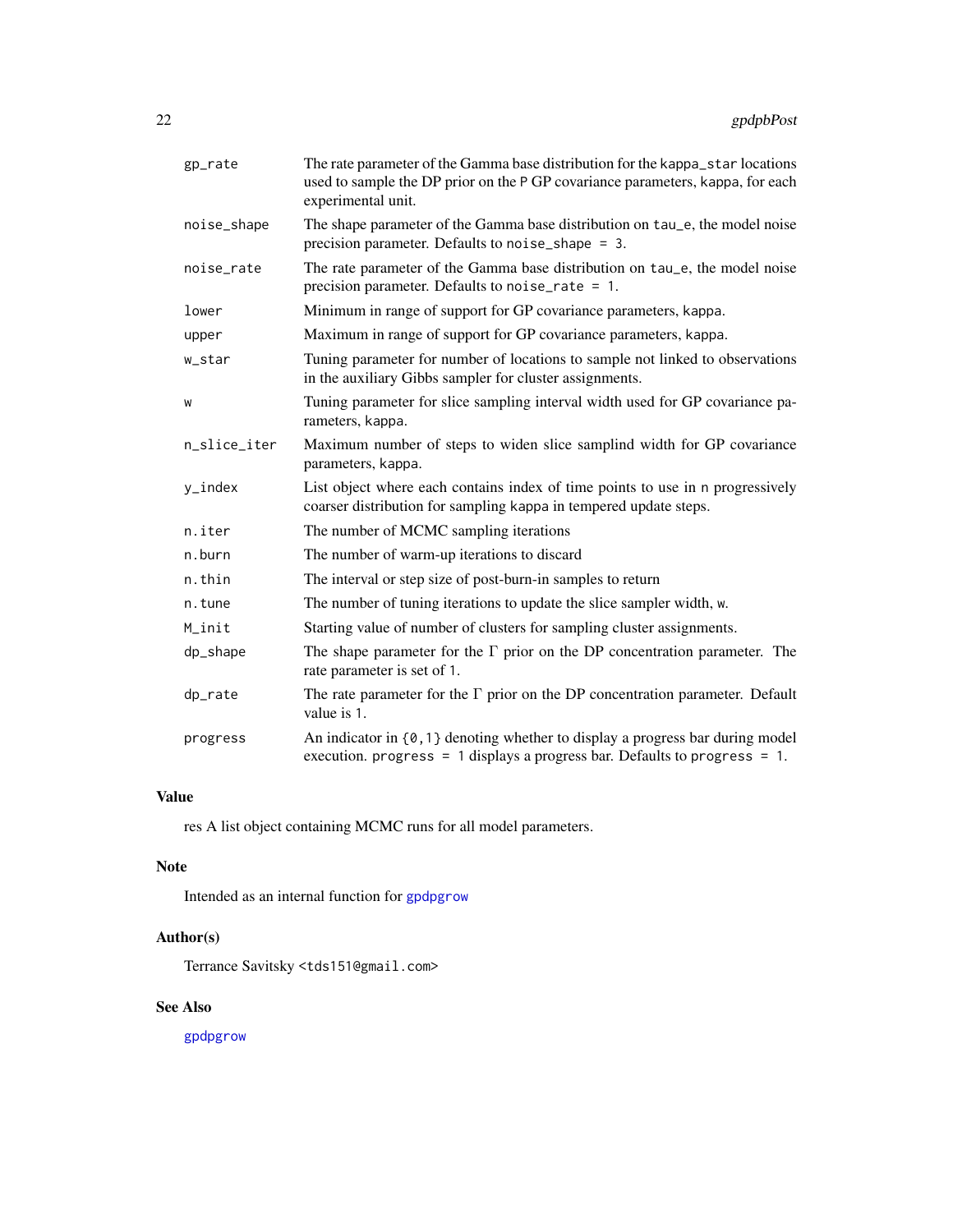| | |
|---|---|
| gp_rate | The rate parameter of the Gamma base distribution for the kappa_star locations used to sample the DP prior on the P GP covariance parameters, kappa, for each experimental unit. |
| noise_shape | The shape parameter of the Gamma base distribution on tau_e, the model noise precision parameter. Defaults to noise_shape = 3. |
| noise_rate | The rate parameter of the Gamma base distribution on tau_e, the model noise precision parameter. Defaults to noise_rate = 1. |
| lower | Minimum in range of support for GP covariance parameters, kappa. |
| upper | Maximum in range of support for GP covariance parameters, kappa. |
| w_star | Tuning parameter for number of locations to sample not linked to observations in the auxiliary Gibbs sampler for cluster assignments. |
| w | Tuning parameter for slice sampling interval width used for GP covariance parameters, kappa. |
| n_slice_iter | Maximum number of steps to widen slice samplind width for GP covariance parameters, kappa. |
| y_index | List object where each contains index of time points to use in n progressively coarser distribution for sampling kappa in tempered update steps. |
| n.iter | The number of MCMC sampling iterations |
| n.burn | The number of warm-up iterations to discard |
| n.thin | The interval or step size of post-burn-in samples to return |
| n.tune | The number of tuning iterations to update the slice sampler width, w. |
| M_init | Starting value of number of clusters for sampling cluster assignments. |
| dp_shape | The shape parameter for the $\Gamma$ prior on the DP concentration parameter. The rate parameter is set of 1. |
| dp_rate | The rate parameter for the $\Gamma$ prior on the DP concentration parameter. Default value is 1. |
| progress | An indicator in {0,1} denoting whether to display a progress bar during model execution. progress = 1 displays a progress bar. Defaults to progress = 1. |

## Value

res A list object containing MCMC runs for all model parameters.

## Note

Intended as an internal function for gpdpgrow

## Author(s)

Terrance Savitsky <tds151@gmail.com>

## See Also

gpdpgrow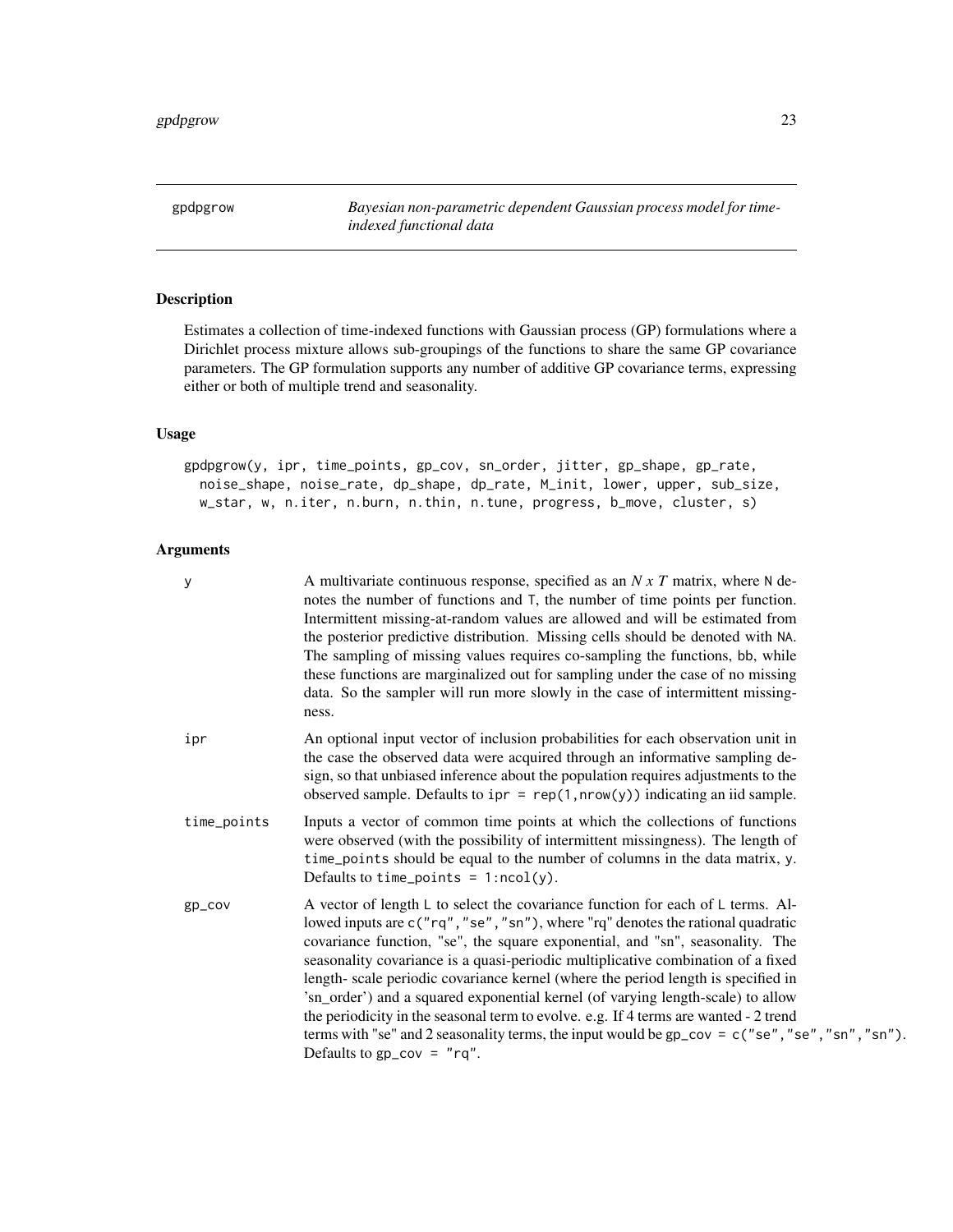gpdpgrow — *Bayesian non-parametric dependent Gaussian process model for time-indexed functional data*

## Description

Estimates a collection of time-indexed functions with Gaussian process (GP) formulations where a Dirichlet process mixture allows sub-groupings of the functions to share the same GP covariance parameters. The GP formulation supports any number of additive GP covariance terms, expressing either or both of multiple trend and seasonality.

## Usage

```
gpdpgrow(y, ipr, time_points, gp_cov, sn_order, jitter, gp_shape, gp_rate,
  noise_shape, noise_rate, dp_shape, dp_rate, M_init, lower, upper, sub_size,
  w_star, w, n.iter, n.burn, n.thin, n.tune, progress, b_move, cluster, s)
```

## Arguments

**y** — A multivariate continuous response, specified as an *N x T* matrix, where N denotes the number of functions and T, the number of time points per function. Intermittent missing-at-random values are allowed and will be estimated from the posterior predictive distribution. Missing cells should be denoted with NA. The sampling of missing values requires co-sampling the functions, bb, while these functions are marginalized out for sampling under the case of no missing data. So the sampler will run more slowly in the case of intermittent missingness.

**ipr** — An optional input vector of inclusion probabilities for each observation unit in the case the observed data were acquired through an informative sampling design, so that unbiased inference about the population requires adjustments to the observed sample. Defaults to `ipr = rep(1,nrow(y))` indicating an iid sample.

**time_points** — Inputs a vector of common time points at which the collections of functions were observed (with the possibility of intermittent missingness). The length of `time_points` should be equal to the number of columns in the data matrix, y. Defaults to `time_points = 1:ncol(y)`.

**gp_cov** — A vector of length L to select the covariance function for each of L terms. Allowed inputs are `c("rq","se","sn")`, where "rq" denotes the rational quadratic covariance function, "se", the square exponential, and "sn", seasonality. The seasonality covariance is a quasi-periodic multiplicative combination of a fixed length- scale periodic covariance kernel (where the period length is specified in 'sn_order') and a squared exponential kernel (of varying length-scale) to allow the periodicity in the seasonal term to evolve. e.g. If 4 terms are wanted - 2 trend terms with "se" and 2 seasonality terms, the input would be `gp_cov = c("se","se","sn","sn")`. Defaults to `gp_cov = "rq"`.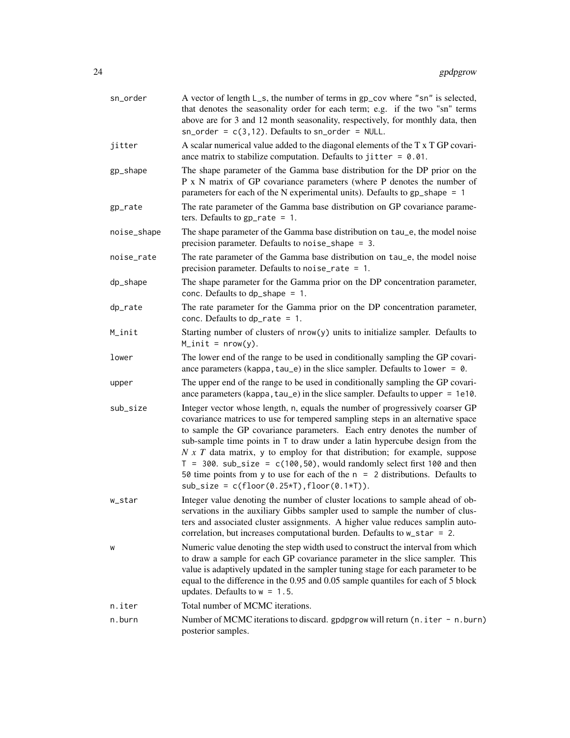| | |
|---|---|
| sn_order | A vector of length L_s, the number of terms in gp_cov where "sn" is selected, that denotes the seasonality order for each term; e.g. if the two "sn" terms above are for 3 and 12 month seasonality, respectively, for monthly data, then sn_order = c(3,12). Defaults to sn_order = NULL. |
| jitter | A scalar numerical value added to the diagonal elements of the T x T GP covariance matrix to stabilize computation. Defaults to jitter = 0.01. |
| gp_shape | The shape parameter of the Gamma base distribution for the DP prior on the P x N matrix of GP covariance parameters (where P denotes the number of parameters for each of the N experimental units). Defaults to gp_shape = 1 |
| gp_rate | The rate parameter of the Gamma base distribution on GP covariance parameters. Defaults to gp_rate = 1. |
| noise_shape | The shape parameter of the Gamma base distribution on tau_e, the model noise precision parameter. Defaults to noise_shape = 3. |
| noise_rate | The rate parameter of the Gamma base distribution on tau_e, the model noise precision parameter. Defaults to noise_rate = 1. |
| dp_shape | The shape parameter for the Gamma prior on the DP concentration parameter, conc. Defaults to dp_shape = 1. |
| dp_rate | The rate parameter for the Gamma prior on the DP concentration parameter, conc. Defaults to dp_rate = 1. |
| M_init | Starting number of clusters of nrow(y) units to initialize sampler. Defaults to M_init = nrow(y). |
| lower | The lower end of the range to be used in conditionally sampling the GP covariance parameters (kappa,tau_e) in the slice sampler. Defaults to lower = 0. |
| upper | The upper end of the range to be used in conditionally sampling the GP covariance parameters (kappa,tau_e) in the slice sampler. Defaults to upper = 1e10. |
| sub_size | Integer vector whose length, n, equals the number of progressively coarser GP covariance matrices to use for tempered sampling steps in an alternative space to sample the GP covariance parameters. Each entry denotes the number of sub-sample time points in T to draw under a latin hypercube design from the *N x T* data matrix, y to employ for that distribution; for example, suppose T = 300. sub_size = c(100,50), would randomly select first 100 and then 50 time points from y to use for each of the n = 2 distributions. Defaults to sub_size = c(floor(0.25*T),floor(0.1*T)). |
| w_star | Integer value denoting the number of cluster locations to sample ahead of observations in the auxiliary Gibbs sampler used to sample the number of clusters and associated cluster assignments. A higher value reduces samplin autocorrelation, but increases computational burden. Defaults to w_star = 2. |
| w | Numeric value denoting the step width used to construct the interval from which to draw a sample for each GP covariance parameter in the slice sampler. This value is adaptively updated in the sampler tuning stage for each parameter to be equal to the difference in the 0.95 and 0.05 sample quantiles for each of 5 block updates. Defaults to w = 1.5. |
| n.iter | Total number of MCMC iterations. |
| n.burn | Number of MCMC iterations to discard. gpdpgrow will return (n.iter - n.burn) posterior samples. |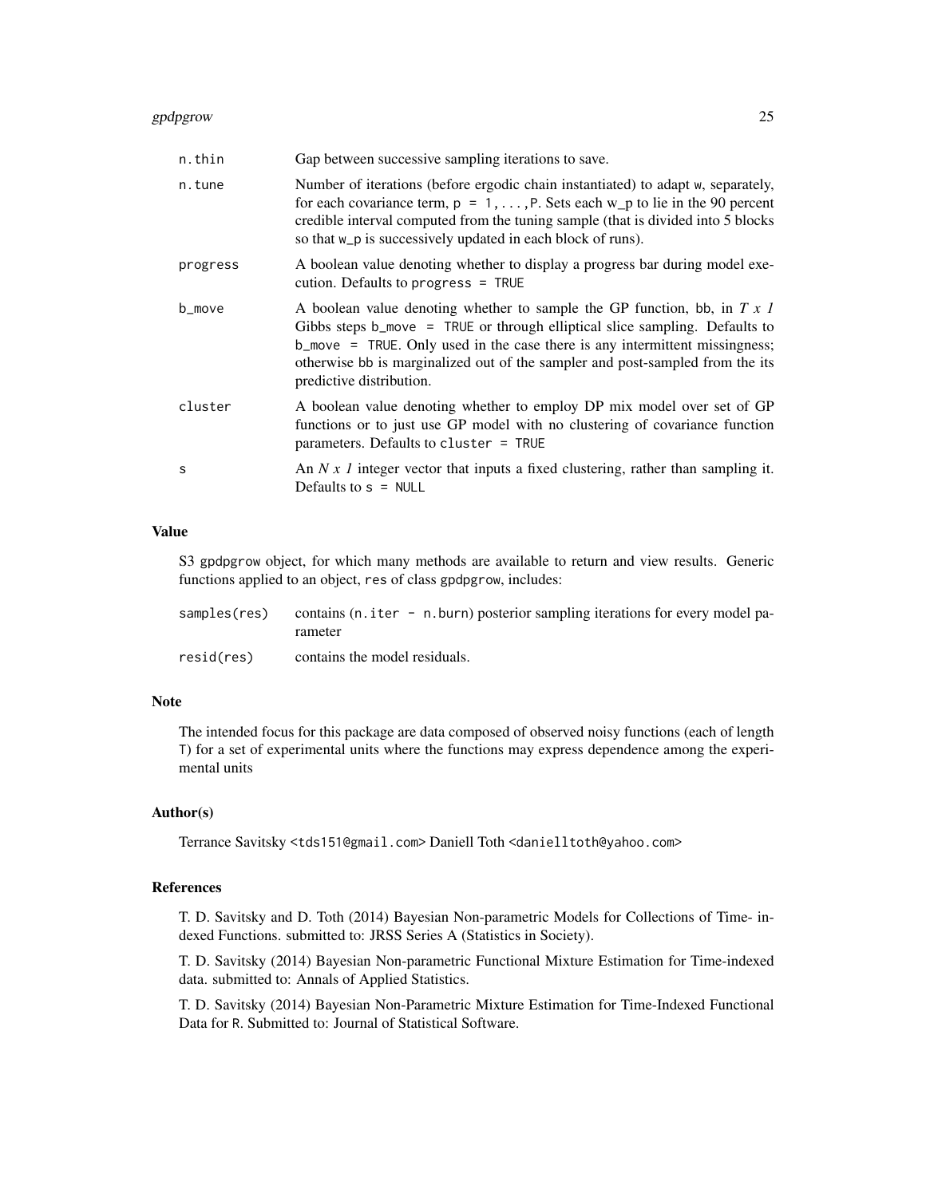| | |
|---|---|
| n.thin | Gap between successive sampling iterations to save. |
| n.tune | Number of iterations (before ergodic chain instantiated) to adapt w, separately, for each covariance term, p = 1,...,P. Sets each w_p to lie in the 90 percent credible interval computed from the tuning sample (that is divided into 5 blocks so that w_p is successively updated in each block of runs). |
| progress | A boolean value denoting whether to display a progress bar during model execution. Defaults to progress = TRUE |
| b_move | A boolean value denoting whether to sample the GP function, bb, in *T x 1* Gibbs steps b_move = TRUE or through elliptical slice sampling. Defaults to b_move = TRUE. Only used in the case there is any intermittent missingness; otherwise bb is marginalized out of the sampler and post-sampled from the its predictive distribution. |
| cluster | A boolean value denoting whether to employ DP mix model over set of GP functions or to just use GP model with no clustering of covariance function parameters. Defaults to cluster = TRUE |
| s | An *N x 1* integer vector that inputs a fixed clustering, rather than sampling it. Defaults to s = NULL |

## Value

S3 gpdpgrow object, for which many methods are available to return and view results. Generic functions applied to an object, res of class gpdpgrow, includes:

| | |
|---|---|
| samples(res) | contains (n.iter - n.burn) posterior sampling iterations for every model parameter |
| resid(res) | contains the model residuals. |

## Note

The intended focus for this package are data composed of observed noisy functions (each of length T) for a set of experimental units where the functions may express dependence among the experimental units

## Author(s)

Terrance Savitsky <tds151@gmail.com> Daniell Toth <danielltoth@yahoo.com>

## References

T. D. Savitsky and D. Toth (2014) Bayesian Non-parametric Models for Collections of Time- indexed Functions. submitted to: JRSS Series A (Statistics in Society).

T. D. Savitsky (2014) Bayesian Non-parametric Functional Mixture Estimation for Time-indexed data. submitted to: Annals of Applied Statistics.

T. D. Savitsky (2014) Bayesian Non-Parametric Mixture Estimation for Time-Indexed Functional Data for R. Submitted to: Journal of Statistical Software.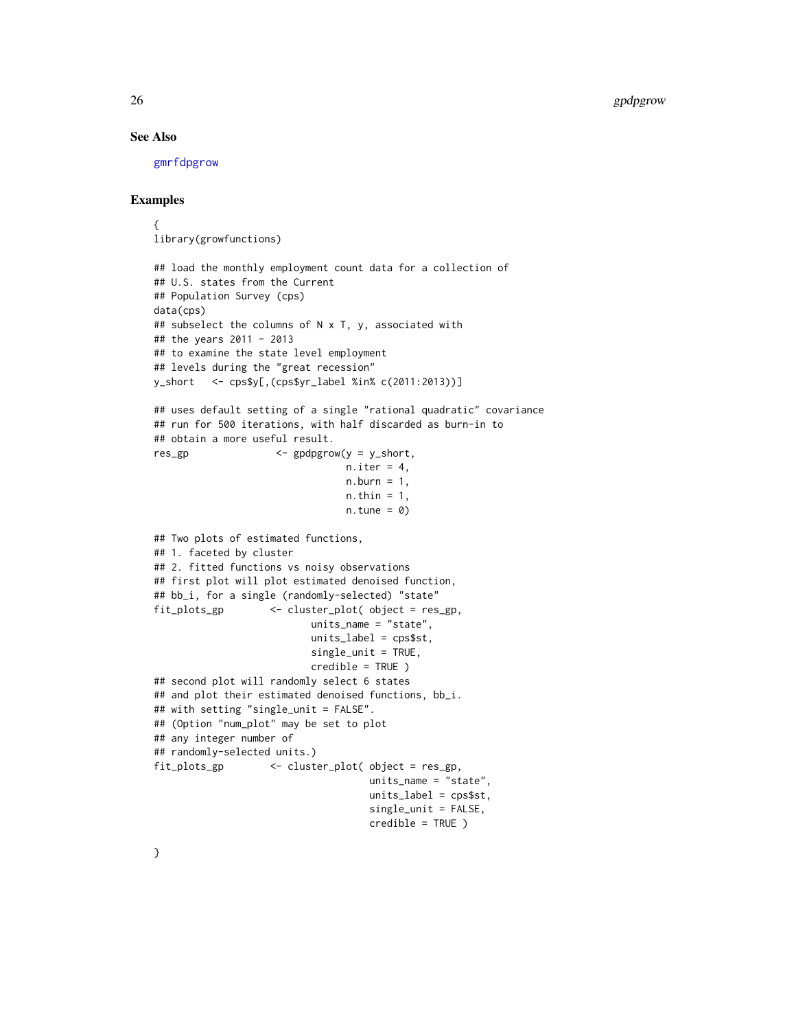## See Also

gmrfdpgrow

## Examples

```
{
library(growfunctions)

## load the monthly employment count data for a collection of
## U.S. states from the Current
## Population Survey (cps)
data(cps)
## subselect the columns of N x T, y, associated with
## the years 2011 - 2013
## to examine the state level employment
## levels during the "great recession"
y_short   <- cps$y[,(cps$yr_label %in% c(2011:2013))]

## uses default setting of a single "rational quadratic" covariance
## run for 500 iterations, with half discarded as burn-in to
## obtain a more useful result.
res_gp              <- gpdpgrow(y = y_short,
                                n.iter = 4,
                                n.burn = 1,
                                n.thin = 1,
                                n.tune = 0)

## Two plots of estimated functions,
## 1. faceted by cluster
## 2. fitted functions vs noisy observations
## first plot will plot estimated denoised function,
## bb_i, for a single (randomly-selected) "state"
fit_plots_gp        <- cluster_plot( object = res_gp,
                           units_name = "state",
                           units_label = cps$st,
                           single_unit = TRUE,
                           credible = TRUE )
## second plot will randomly select 6 states
## and plot their estimated denoised functions, bb_i.
## with setting "single_unit = FALSE".
## (Option "num_plot" may be set to plot
## any integer number of
## randomly-selected units.)
fit_plots_gp        <- cluster_plot( object = res_gp,
                                     units_name = "state",
                                     units_label = cps$st,
                                     single_unit = FALSE,
                                     credible = TRUE )

}
```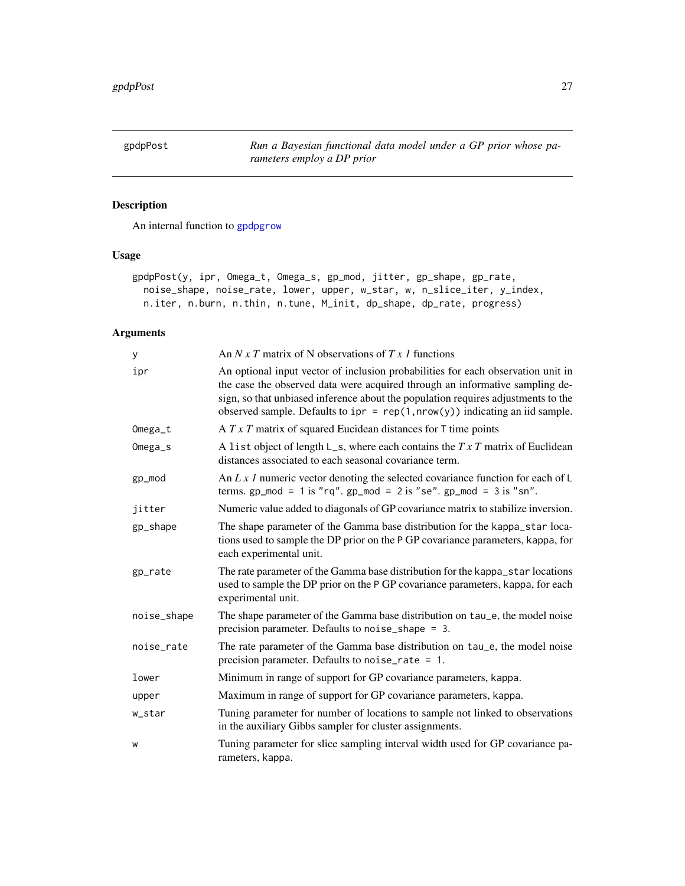# gpdpPost — *Run a Bayesian functional data model under a GP prior whose parameters employ a DP prior*

## Description

An internal function to gpdpgrow

## Usage

```
gpdpPost(y, ipr, Omega_t, Omega_s, gp_mod, jitter, gp_shape, gp_rate,
  noise_shape, noise_rate, lower, upper, w_star, w, n_slice_iter, y_index,
  n.iter, n.burn, n.thin, n.tune, M_init, dp_shape, dp_rate, progress)
```

## Arguments

| | |
|---|---|
| y | An *N x T* matrix of N observations of *T x 1* functions |
| ipr | An optional input vector of inclusion probabilities for each observation unit in the case the observed data were acquired through an informative sampling design, so that unbiased inference about the population requires adjustments to the observed sample. Defaults to `ipr = rep(1,nrow(y))` indicating an iid sample. |
| Omega_t | A *T x T* matrix of squared Eucidean distances for T time points |
| Omega_s | A `list` object of length L_s, where each contains the *T x T* matrix of Euclidean distances associated to each seasonal covariance term. |
| gp_mod | An *L x 1* numeric vector denoting the selected covariance function for each of L terms. `gp_mod = 1` is `"rq"`. `gp_mod = 2` is `"se"`. `gp_mod = 3` is `"sn"`. |
| jitter | Numeric value added to diagonals of GP covariance matrix to stabilize inversion. |
| gp_shape | The shape parameter of the Gamma base distribution for the `kappa_star` locations used to sample the DP prior on the P GP covariance parameters, `kappa`, for each experimental unit. |
| gp_rate | The rate parameter of the Gamma base distribution for the `kappa_star` locations used to sample the DP prior on the P GP covariance parameters, `kappa`, for each experimental unit. |
| noise_shape | The shape parameter of the Gamma base distribution on `tau_e`, the model noise precision parameter. Defaults to `noise_shape = 3`. |
| noise_rate | The rate parameter of the Gamma base distribution on `tau_e`, the model noise precision parameter. Defaults to `noise_rate = 1`. |
| lower | Minimum in range of support for GP covariance parameters, `kappa`. |
| upper | Maximum in range of support for GP covariance parameters, `kappa`. |
| w_star | Tuning parameter for number of locations to sample not linked to observations in the auxiliary Gibbs sampler for cluster assignments. |
| w | Tuning parameter for slice sampling interval width used for GP covariance parameters, `kappa`. |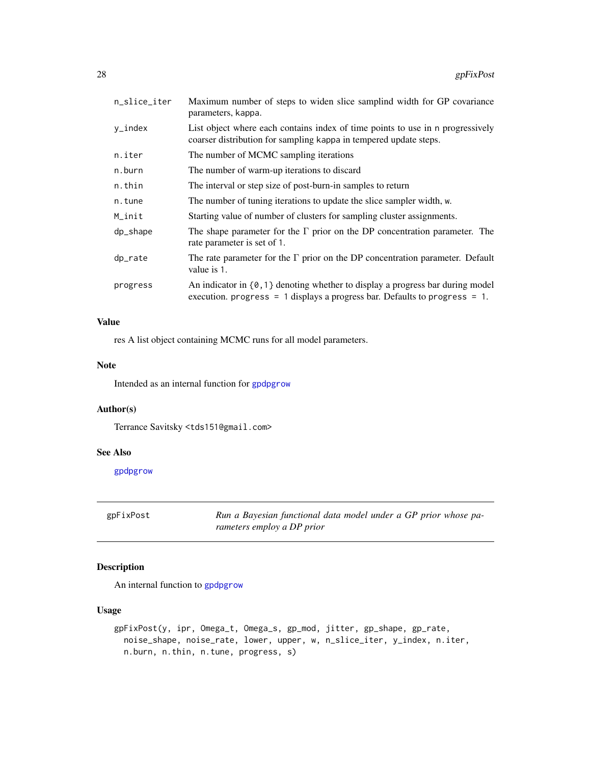| | |
|---|---|
| n_slice_iter | Maximum number of steps to widen slice samplind width for GP covariance parameters, kappa. |
| y_index | List object where each contains index of time points to use in n progressively coarser distribution for sampling kappa in tempered update steps. |
| n.iter | The number of MCMC sampling iterations |
| n.burn | The number of warm-up iterations to discard |
| n.thin | The interval or step size of post-burn-in samples to return |
| n.tune | The number of tuning iterations to update the slice sampler width, w. |
| M_init | Starting value of number of clusters for sampling cluster assignments. |
| dp_shape | The shape parameter for the $\Gamma$ prior on the DP concentration parameter. The rate parameter is set of 1. |
| dp_rate | The rate parameter for the $\Gamma$ prior on the DP concentration parameter. Default value is 1. |
| progress | An indicator in {0,1} denoting whether to display a progress bar during model execution. progress = 1 displays a progress bar. Defaults to progress = 1. |

## Value

res A list object containing MCMC runs for all model parameters.

## Note

Intended as an internal function for gpdpgrow

## Author(s)

Terrance Savitsky <tds151@gmail.com>

## See Also

gpdpgrow

---

# gpFixPost    *Run a Bayesian functional data model under a GP prior whose parameters employ a DP prior*

## Description

An internal function to gpdpgrow

## Usage

```
gpFixPost(y, ipr, Omega_t, Omega_s, gp_mod, jitter, gp_shape, gp_rate,
  noise_shape, noise_rate, lower, upper, w, n_slice_iter, y_index, n.iter,
  n.burn, n.thin, n.tune, progress, s)
```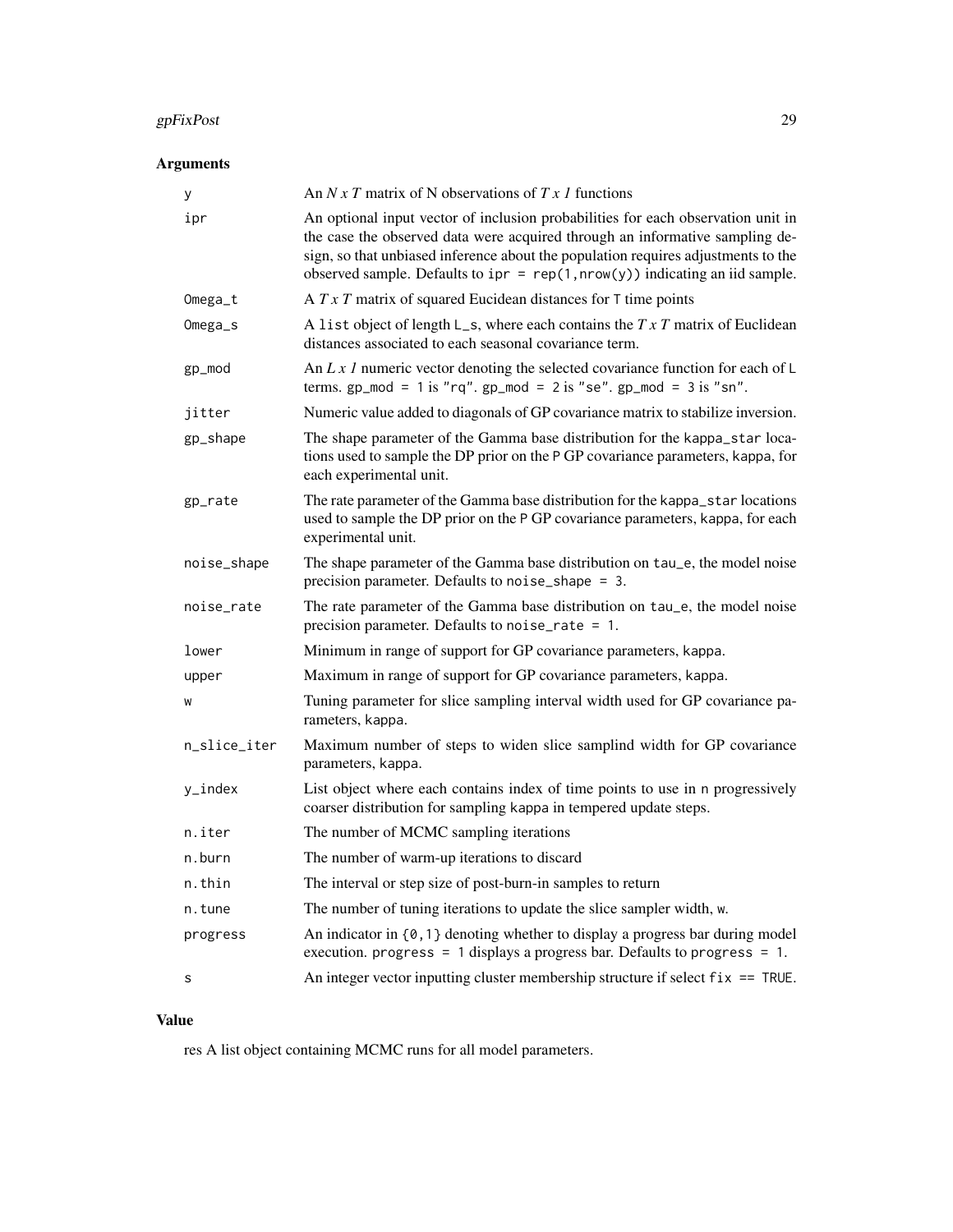## Arguments

| | |
|---|---|
| `y` | An *N x T* matrix of N observations of *T x 1* functions |
| `ipr` | An optional input vector of inclusion probabilities for each observation unit in the case the observed data were acquired through an informative sampling design, so that unbiased inference about the population requires adjustments to the observed sample. Defaults to `ipr = rep(1,nrow(y))` indicating an iid sample. |
| `Omega_t` | A *T x T* matrix of squared Eucidean distances for `T` time points |
| `Omega_s` | A `list` object of length `L_s`, where each contains the *T x T* matrix of Euclidean distances associated to each seasonal covariance term. |
| `gp_mod` | An *L x 1* numeric vector denoting the selected covariance function for each of `L` terms. `gp_mod = 1` is `"rq"`. `gp_mod = 2` is `"se"`. `gp_mod = 3` is `"sn"`. |
| `jitter` | Numeric value added to diagonals of GP covariance matrix to stabilize inversion. |
| `gp_shape` | The shape parameter of the Gamma base distribution for the `kappa_star` locations used to sample the DP prior on the `P` GP covariance parameters, `kappa`, for each experimental unit. |
| `gp_rate` | The rate parameter of the Gamma base distribution for the `kappa_star` locations used to sample the DP prior on the `P` GP covariance parameters, `kappa`, for each experimental unit. |
| `noise_shape` | The shape parameter of the Gamma base distribution on `tau_e`, the model noise precision parameter. Defaults to `noise_shape = 3`. |
| `noise_rate` | The rate parameter of the Gamma base distribution on `tau_e`, the model noise precision parameter. Defaults to `noise_rate = 1`. |
| `lower` | Minimum in range of support for GP covariance parameters, `kappa`. |
| `upper` | Maximum in range of support for GP covariance parameters, `kappa`. |
| `w` | Tuning parameter for slice sampling interval width used for GP covariance parameters, `kappa`. |
| `n_slice_iter` | Maximum number of steps to widen slice samplind width for GP covariance parameters, `kappa`. |
| `y_index` | List object where each contains index of time points to use in `n` progressively coarser distribution for sampling `kappa` in tempered update steps. |
| `n.iter` | The number of MCMC sampling iterations |
| `n.burn` | The number of warm-up iterations to discard |
| `n.thin` | The interval or step size of post-burn-in samples to return |
| `n.tune` | The number of tuning iterations to update the slice sampler width, `w`. |
| `progress` | An indicator in `{0,1}` denoting whether to display a progress bar during model execution. `progress = 1` displays a progress bar. Defaults to `progress = 1`. |
| `s` | An integer vector inputting cluster membership structure if select `fix == TRUE`. |

## Value

res A list object containing MCMC runs for all model parameters.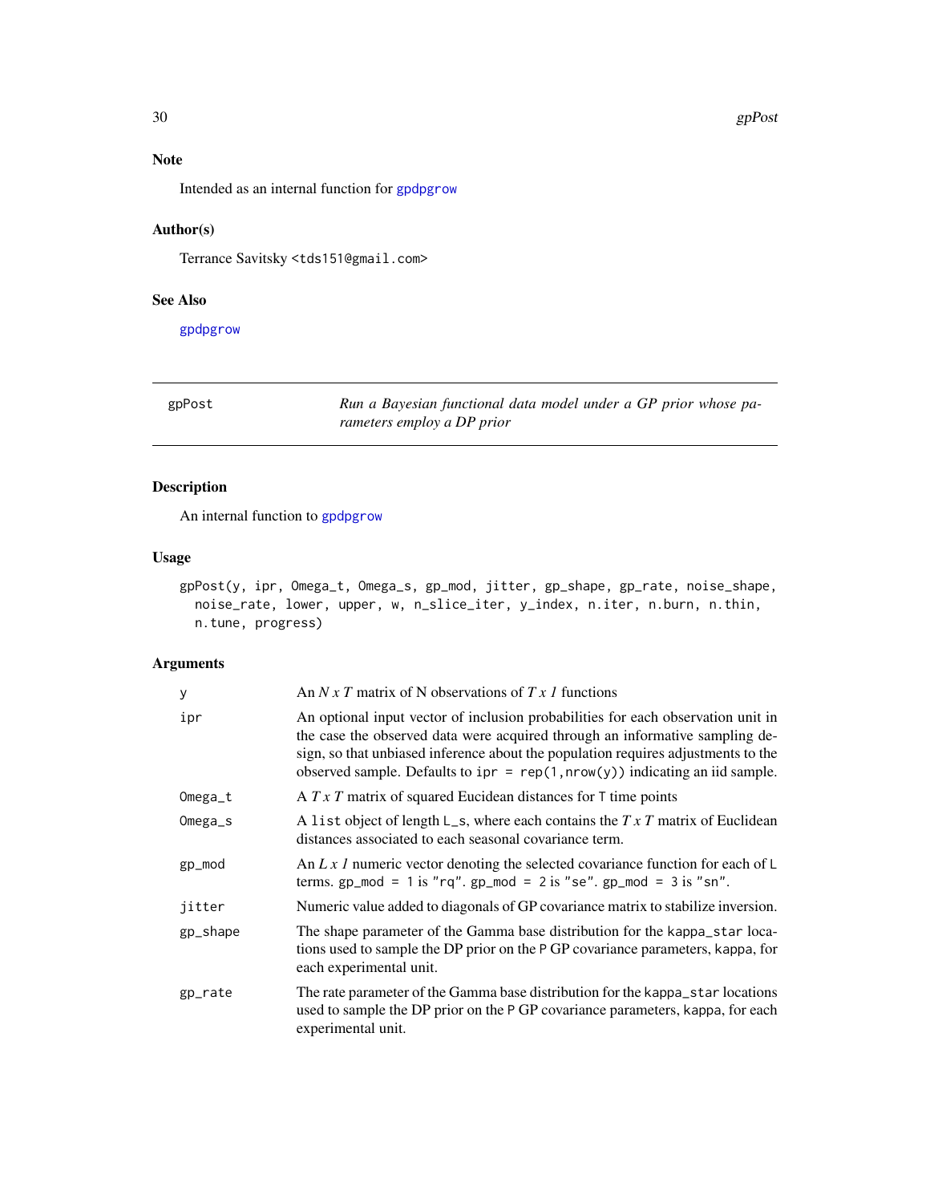## Note

Intended as an internal function for gpdpgrow

## Author(s)

Terrance Savitsky <tds151@gmail.com>

## See Also

gpdpgrow

---

# gpPost — *Run a Bayesian functional data model under a GP prior whose parameters employ a DP prior*

---

## Description

An internal function to gpdpgrow

## Usage

```
gpPost(y, ipr, Omega_t, Omega_s, gp_mod, jitter, gp_shape, gp_rate, noise_shape,
  noise_rate, lower, upper, w, n_slice_iter, y_index, n.iter, n.burn, n.thin,
  n.tune, progress)
```

## Arguments

| | |
|---|---|
| y | An *N x T* matrix of N observations of *T x 1* functions |
| ipr | An optional input vector of inclusion probabilities for each observation unit in the case the observed data were acquired through an informative sampling design, so that unbiased inference about the population requires adjustments to the observed sample. Defaults to `ipr = rep(1,nrow(y))` indicating an iid sample. |
| Omega_t | A *T x T* matrix of squared Eucidean distances for `T` time points |
| Omega_s | A `list` object of length `L_s`, where each contains the *T x T* matrix of Euclidean distances associated to each seasonal covariance term. |
| gp_mod | An *L x 1* numeric vector denoting the selected covariance function for each of `L` terms. `gp_mod = 1` is `"rq"`. `gp_mod = 2` is `"se"`. `gp_mod = 3` is `"sn"`. |
| jitter | Numeric value added to diagonals of GP covariance matrix to stabilize inversion. |
| gp_shape | The shape parameter of the Gamma base distribution for the `kappa_star` locations used to sample the DP prior on the `P` GP covariance parameters, `kappa`, for each experimental unit. |
| gp_rate | The rate parameter of the Gamma base distribution for the `kappa_star` locations used to sample the DP prior on the `P` GP covariance parameters, `kappa`, for each experimental unit. |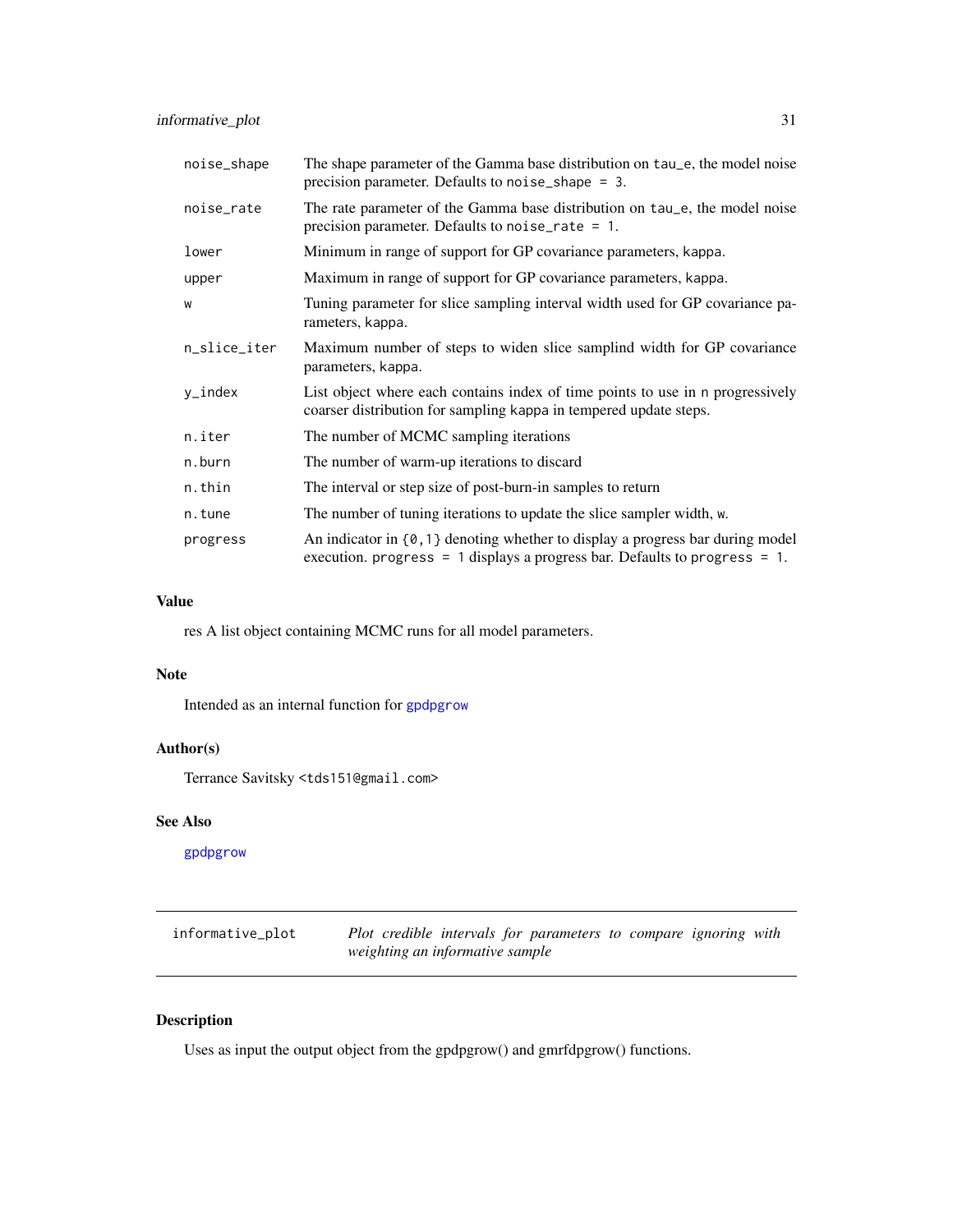| | |
|---|---|
| `noise_shape` | The shape parameter of the Gamma base distribution on `tau_e`, the model noise precision parameter. Defaults to `noise_shape = 3`. |
| `noise_rate` | The rate parameter of the Gamma base distribution on `tau_e`, the model noise precision parameter. Defaults to `noise_rate = 1`. |
| `lower` | Minimum in range of support for GP covariance parameters, `kappa`. |
| `upper` | Maximum in range of support for GP covariance parameters, `kappa`. |
| `w` | Tuning parameter for slice sampling interval width used for GP covariance parameters, `kappa`. |
| `n_slice_iter` | Maximum number of steps to widen slice samplind width for GP covariance parameters, `kappa`. |
| `y_index` | List object where each contains index of time points to use in `n` progressively coarser distribution for sampling `kappa` in tempered update steps. |
| `n.iter` | The number of MCMC sampling iterations |
| `n.burn` | The number of warm-up iterations to discard |
| `n.thin` | The interval or step size of post-burn-in samples to return |
| `n.tune` | The number of tuning iterations to update the slice sampler width, `w`. |
| `progress` | An indicator in `{0,1}` denoting whether to display a progress bar during model execution. `progress = 1` displays a progress bar. Defaults to `progress = 1`. |

## Value

res A list object containing MCMC runs for all model parameters.

## Note

Intended as an internal function for `gpdpgrow`

## Author(s)

Terrance Savitsky <`tds151@gmail.com`>

## See Also

`gpdpgrow`

---

# informative_plot — *Plot credible intervals for parameters to compare ignoring with weighting an informative sample*

---

## Description

Uses as input the output object from the gpdpgrow() and gmrfdpgrow() functions.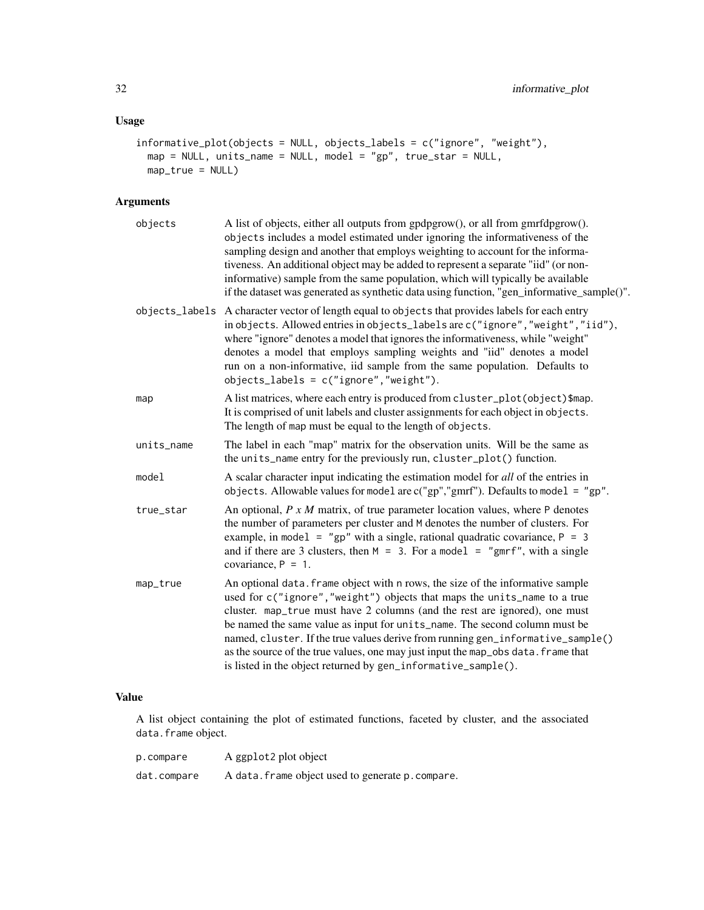### Usage

```
informative_plot(objects = NULL, objects_labels = c("ignore", "weight"),
  map = NULL, units_name = NULL, model = "gp", true_star = NULL,
  map_true = NULL)
```

### Arguments

| | |
|---|---|
| objects | A list of objects, either all outputs from gpdpgrow(), or all from gmrfdpgrow(). objects includes a model estimated under ignoring the informativeness of the sampling design and another that employs weighting to account for the informativeness. An additional object may be added to represent a separate "iid" (or non-informative) sample from the same population, which will typically be available if the dataset was generated as synthetic data using function, "gen_informative_sample()". |
| objects_labels | A character vector of length equal to objects that provides labels for each entry in objects. Allowed entries in objects_labels are c("ignore","weight","iid"), where "ignore" denotes a model that ignores the informativeness, while "weight" denotes a model that employs sampling weights and "iid" denotes a model run on a non-informative, iid sample from the same population. Defaults to objects_labels = c("ignore","weight"). |
| map | A list matrices, where each entry is produced from cluster_plot(object)$map. It is comprised of unit labels and cluster assignments for each object in objects. The length of map must be equal to the length of objects. |
| units_name | The label in each "map" matrix for the observation units. Will be the same as the units_name entry for the previously run, cluster_plot() function. |
| model | A scalar character input indicating the estimation model for *all* of the entries in objects. Allowable values for model are c("gp","gmrf"). Defaults to model = "gp". |
| true_star | An optional, *P x M* matrix, of true parameter location values, where P denotes the number of parameters per cluster and M denotes the number of clusters. For example, in model = "gp" with a single, rational quadratic covariance, P = 3 and if there are 3 clusters, then M = 3. For a model = "gmrf", with a single covariance, P = 1. |
| map_true | An optional data.frame object with n rows, the size of the informative sample used for c("ignore","weight") objects that maps the units_name to a true cluster. map_true must have 2 columns (and the rest are ignored), one must be named the same value as input for units_name. The second column must be named, cluster. If the true values derive from running gen_informative_sample() as the source of the true values, one may just input the map_obs data.frame that is listed in the object returned by gen_informative_sample(). |

### Value

A list object containing the plot of estimated functions, faceted by cluster, and the associated data.frame object.

| | |
|---|---|
| p.compare | A ggplot2 plot object |
| dat.compare | A data.frame object used to generate p.compare. |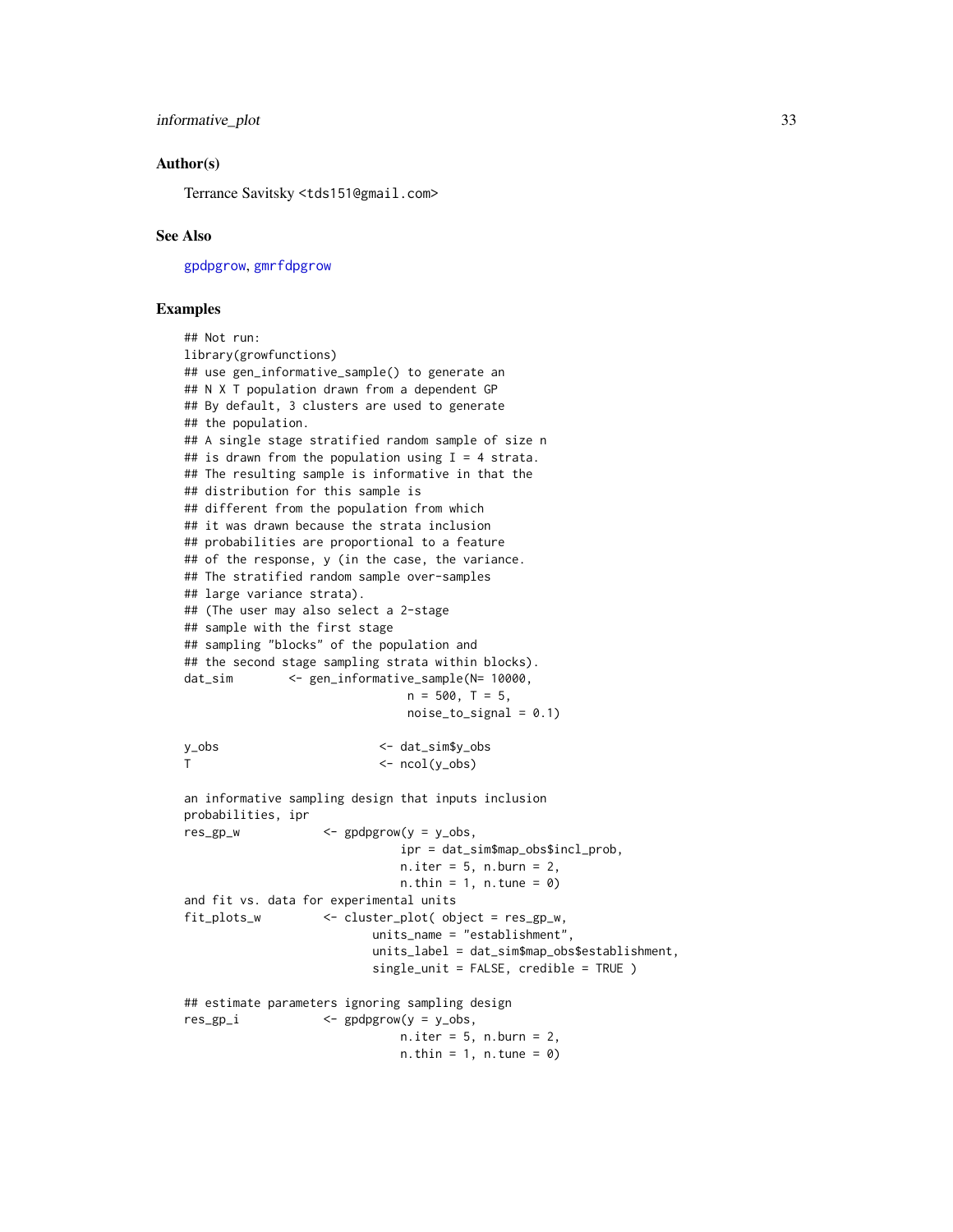### Author(s)

Terrance Savitsky <tds151@gmail.com>

### See Also

gpdpgrow, gmrfdpgrow

### Examples

```
## Not run:
library(growfunctions)
## use gen_informative_sample() to generate an
## N X T population drawn from a dependent GP
## By default, 3 clusters are used to generate
## the population.
## A single stage stratified random sample of size n
## is drawn from the population using I = 4 strata.
## The resulting sample is informative in that the
## distribution for this sample is
## different from the population from which
## it was drawn because the strata inclusion
## probabilities are proportional to a feature
## of the response, y (in the case, the variance.
## The stratified random sample over-samples
## large variance strata).
## (The user may also select a 2-stage
## sample with the first stage
## sampling "blocks" of the population and
## the second stage sampling strata within blocks).
dat_sim        <- gen_informative_sample(N= 10000,
                              n = 500, T = 5,
                              noise_to_signal = 0.1)

y_obs                       <- dat_sim$y_obs
T                           <- ncol(y_obs)

an informative sampling design that inputs inclusion
probabilities, ipr
res_gp_w            <- gpdpgrow(y = y_obs,
                             ipr = dat_sim$map_obs$incl_prob,
                             n.iter = 5, n.burn = 2,
                             n.thin = 1, n.tune = 0)
and fit vs. data for experimental units
fit_plots_w         <- cluster_plot( object = res_gp_w,
                         units_name = "establishment",
                         units_label = dat_sim$map_obs$establishment,
                         single_unit = FALSE, credible = TRUE )

## estimate parameters ignoring sampling design
res_gp_i            <- gpdpgrow(y = y_obs,
                             n.iter = 5, n.burn = 2,
                             n.thin = 1, n.tune = 0)
```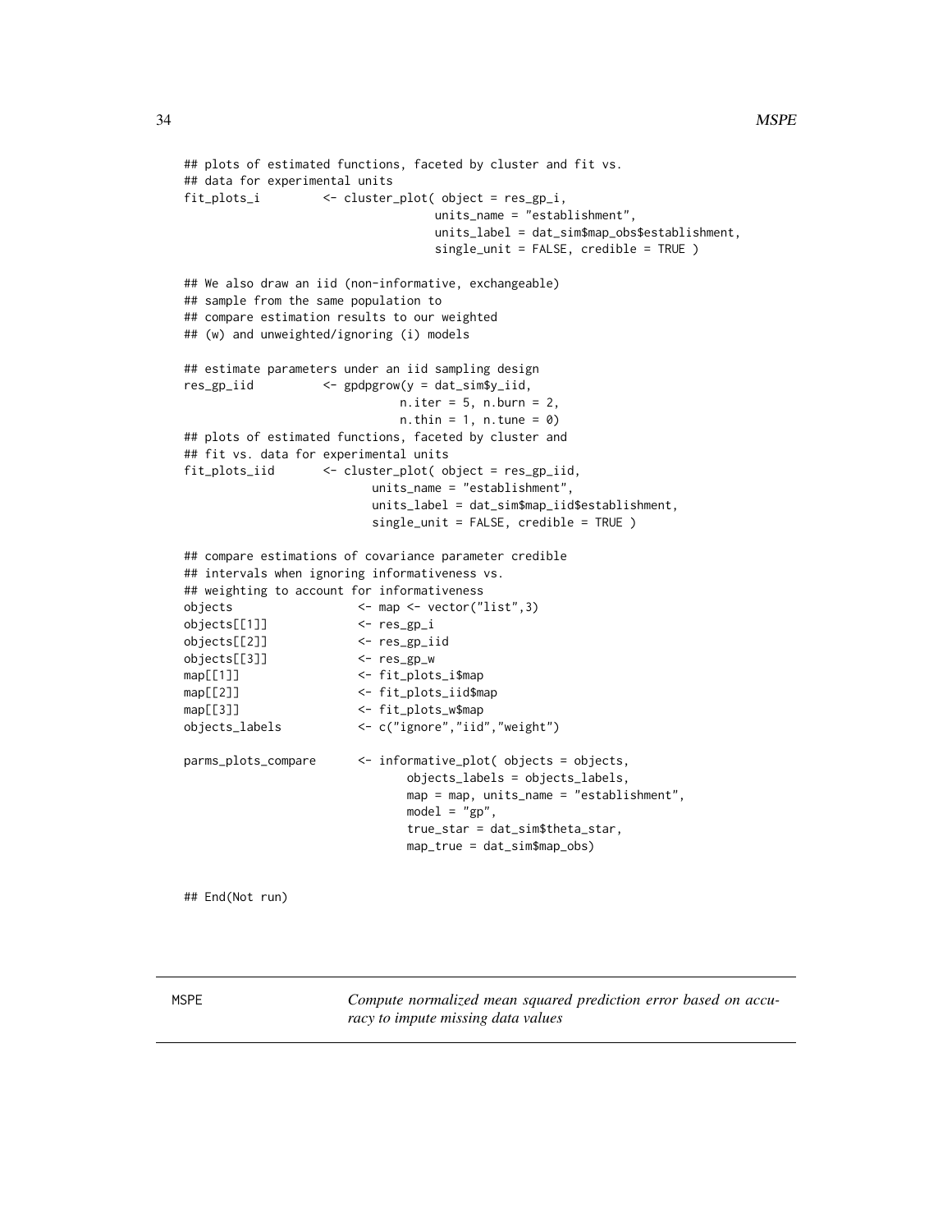```
## plots of estimated functions, faceted by cluster and fit vs.
## data for experimental units
fit_plots_i         <- cluster_plot( object = res_gp_i,
                                   units_name = "establishment",
                                   units_label = dat_sim$map_obs$establishment,
                                   single_unit = FALSE, credible = TRUE )

## We also draw an iid (non-informative, exchangeable)
## sample from the same population to
## compare estimation results to our weighted
## (w) and unweighted/ignoring (i) models

## estimate parameters under an iid sampling design
res_gp_iid          <- gpdpgrow(y = dat_sim$y_iid,
                              n.iter = 5, n.burn = 2,
                              n.thin = 1, n.tune = 0)
## plots of estimated functions, faceted by cluster and
## fit vs. data for experimental units
fit_plots_iid       <- cluster_plot( object = res_gp_iid,
                         units_name = "establishment",
                         units_label = dat_sim$map_iid$establishment,
                         single_unit = FALSE, credible = TRUE )

## compare estimations of covariance parameter credible
## intervals when ignoring informativeness vs.
## weighting to account for informativeness
objects                 <- map <- vector("list",3)
objects[[1]]            <- res_gp_i
objects[[2]]            <- res_gp_iid
objects[[3]]            <- res_gp_w
map[[1]]                <- fit_plots_i$map
map[[2]]                <- fit_plots_iid$map
map[[3]]                <- fit_plots_w$map
objects_labels          <- c("ignore","iid","weight")

parms_plots_compare     <- informative_plot( objects = objects,
                              objects_labels = objects_labels,
                              map = map, units_name = "establishment",
                              model = "gp",
                              true_star = dat_sim$theta_star,
                              map_true = dat_sim$map_obs)


## End(Not run)
```

---

MSPE — *Compute normalized mean squared prediction error based on accuracy to impute missing data values*

---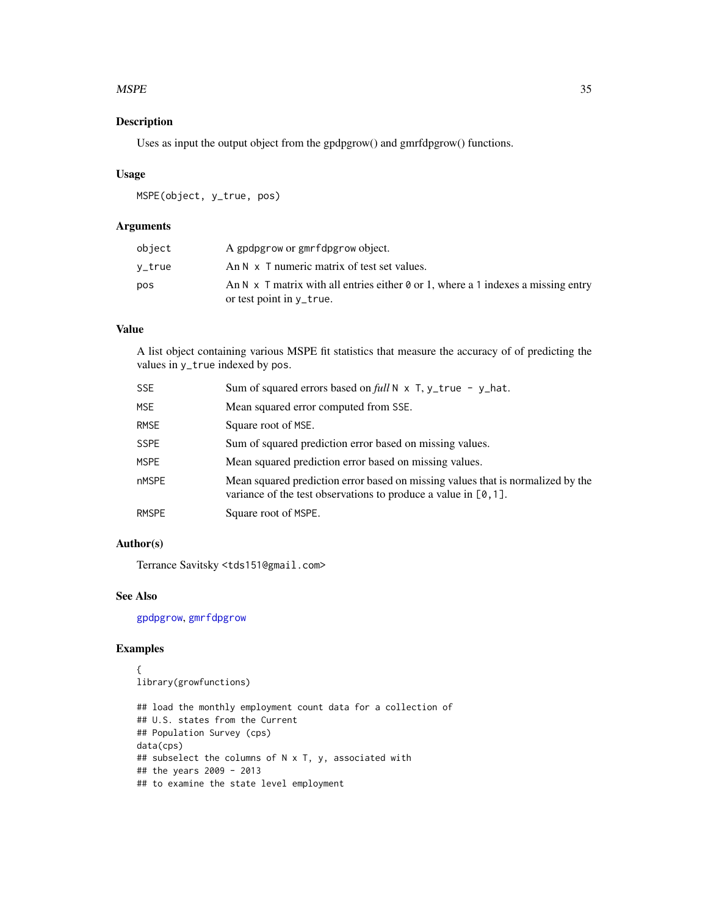## Description

Uses as input the output object from the gpdpgrow() and gmrfdpgrow() functions.

## Usage

```
MSPE(object, y_true, pos)
```

## Arguments

| | |
|---|---|
| object | A gpdpgrow or gmrfdpgrow object. |
| y_true | An N x T numeric matrix of test set values. |
| pos | An N x T matrix with all entries either 0 or 1, where a 1 indexes a missing entry or test point in y_true. |

## Value

A list object containing various MSPE fit statistics that measure the accuracy of of predicting the values in y_true indexed by pos.

| | |
|---|---|
| SSE | Sum of squared errors based on *full* N x T, y_true - y_hat. |
| MSE | Mean squared error computed from SSE. |
| RMSE | Square root of MSE. |
| SSPE | Sum of squared prediction error based on missing values. |
| MSPE | Mean squared prediction error based on missing values. |
| nMSPE | Mean squared prediction error based on missing values that is normalized by the variance of the test observations to produce a value in [0,1]. |
| RMSPE | Square root of MSPE. |

## Author(s)

Terrance Savitsky <tds151@gmail.com>

## See Also

gpdpgrow, gmrfdpgrow

## Examples

```
{
library(growfunctions)

## load the monthly employment count data for a collection of
## U.S. states from the Current
## Population Survey (cps)
data(cps)
## subselect the columns of N x T, y, associated with
## the years 2009 - 2013
## to examine the state level employment
```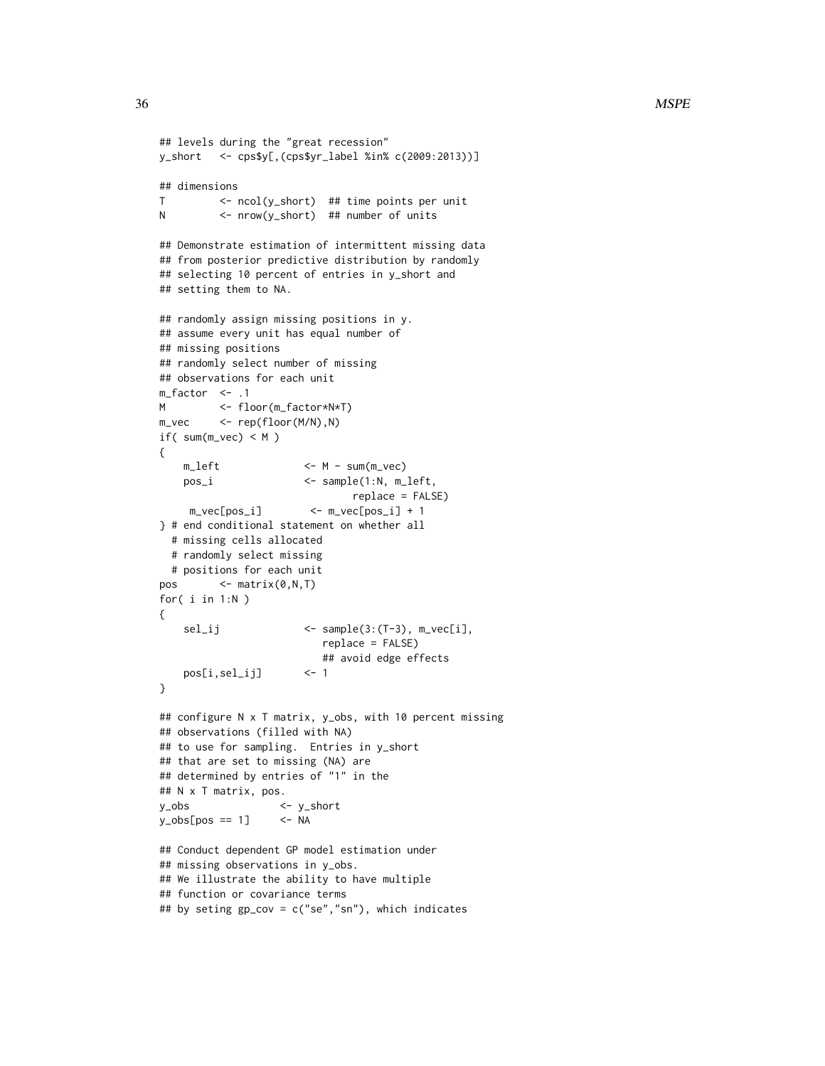```
## levels during the "great recession"
y_short   <- cps$y[,(cps$yr_label %in% c(2009:2013))]

## dimensions
T         <- ncol(y_short)  ## time points per unit
N         <- nrow(y_short)  ## number of units

## Demonstrate estimation of intermittent missing data
## from posterior predictive distribution by randomly
## selecting 10 percent of entries in y_short and
## setting them to NA.

## randomly assign missing positions in y.
## assume every unit has equal number of
## missing positions
## randomly select number of missing
## observations for each unit
m_factor  <- .1
M         <- floor(m_factor*N*T)
m_vec     <- rep(floor(M/N),N)
if( sum(m_vec) < M )
{
    m_left              <- M - sum(m_vec)
    pos_i               <- sample(1:N, m_left,
                                 replace = FALSE)
     m_vec[pos_i]        <- m_vec[pos_i] + 1
} # end conditional statement on whether all
  # missing cells allocated
  # randomly select missing
  # positions for each unit
pos       <- matrix(0,N,T)
for( i in 1:N )
{
    sel_ij              <- sample(3:(T-3), m_vec[i],
                            replace = FALSE)
                            ## avoid edge effects
    pos[i,sel_ij]       <- 1
}

## configure N x T matrix, y_obs, with 10 percent missing
## observations (filled with NA)
## to use for sampling.  Entries in y_short
## that are set to missing (NA) are
## determined by entries of "1" in the
## N x T matrix, pos.
y_obs              <- y_short
y_obs[pos == 1]     <- NA

## Conduct dependent GP model estimation under
## missing observations in y_obs.
## We illustrate the ability to have multiple
## function or covariance terms
## by seting gp_cov = c("se","sn"), which indicates
```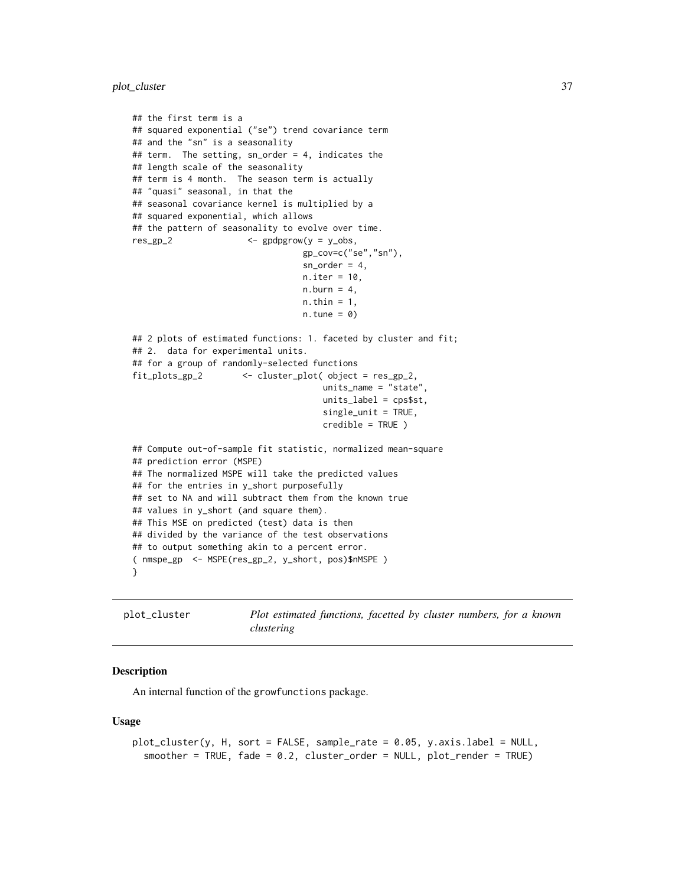```
## the first term is a
## squared exponential ("se") trend covariance term
## and the "sn" is a seasonality
## term.  The setting, sn_order = 4, indicates the
## length scale of the seasonality
## term is 4 month.  The season term is actually
## "quasi" seasonal, in that the
## seasonal covariance kernel is multiplied by a
## squared exponential, which allows
## the pattern of seasonality to evolve over time.
res_gp_2              <- gpdpgrow(y = y_obs,
                                  gp_cov=c("se","sn"),
                                  sn_order = 4,
                                  n.iter = 10,
                                  n.burn = 4,
                                  n.thin = 1,
                                  n.tune = 0)

## 2 plots of estimated functions: 1. faceted by cluster and fit;
## 2.  data for experimental units.
## for a group of randomly-selected functions
fit_plots_gp_2        <- cluster_plot( object = res_gp_2,
                                       units_name = "state",
                                       units_label = cps$st,
                                       single_unit = TRUE,
                                       credible = TRUE )

## Compute out-of-sample fit statistic, normalized mean-square
## prediction error (MSPE)
## The normalized MSPE will take the predicted values
## for the entries in y_short purposefully
## set to NA and will subtract them from the known true
## values in y_short (and square them).
## This MSE on predicted (test) data is then
## divided by the variance of the test observations
## to output something akin to a percent error.
( nmspe_gp  <- MSPE(res_gp_2, y_short, pos)$nMSPE )
}
```

## plot_cluster — *Plot estimated functions, facetted by cluster numbers, for a known clustering*

### Description

An internal function of the growfunctions package.

### Usage

```
plot_cluster(y, H, sort = FALSE, sample_rate = 0.05, y.axis.label = NULL,
  smoother = TRUE, fade = 0.2, cluster_order = NULL, plot_render = TRUE)
```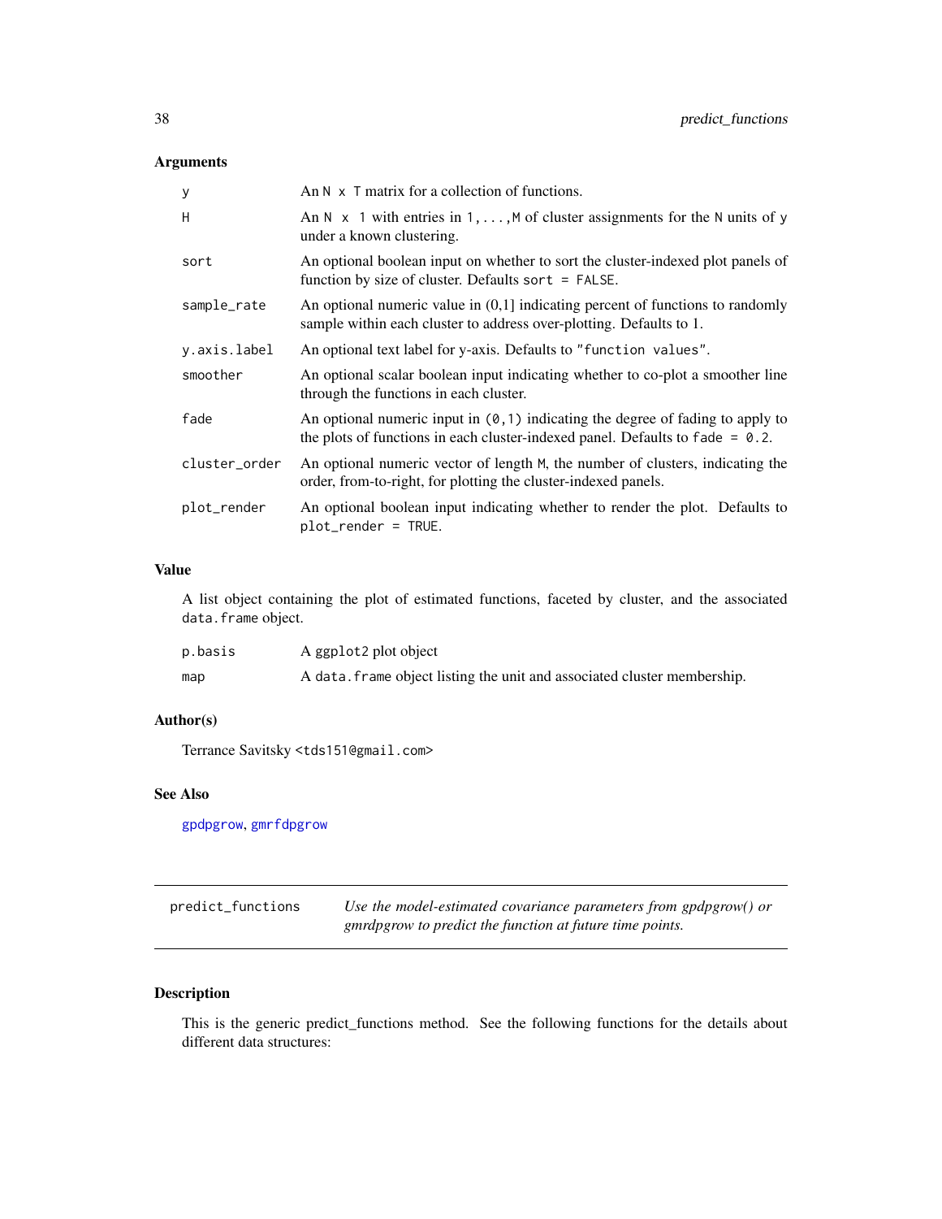## Arguments

| | |
|---|---|
| y | An `N x T` matrix for a collection of functions. |
| H | An `N x 1` with entries in `1,...,M` of cluster assignments for the `N` units of `y` under a known clustering. |
| sort | An optional boolean input on whether to sort the cluster-indexed plot panels of function by size of cluster. Defaults `sort = FALSE`. |
| sample_rate | An optional numeric value in (0,1] indicating percent of functions to randomly sample within each cluster to address over-plotting. Defaults to 1. |
| y.axis.label | An optional text label for y-axis. Defaults to `"function values"`. |
| smoother | An optional scalar boolean input indicating whether to co-plot a smoother line through the functions in each cluster. |
| fade | An optional numeric input in `(0,1)` indicating the degree of fading to apply to the plots of functions in each cluster-indexed panel. Defaults to `fade = 0.2`. |
| cluster_order | An optional numeric vector of length `M`, the number of clusters, indicating the order, from-to-right, for plotting the cluster-indexed panels. |
| plot_render | An optional boolean input indicating whether to render the plot. Defaults to `plot_render = TRUE`. |

## Value

A list object containing the plot of estimated functions, faceted by cluster, and the associated `data.frame` object.

| | |
|---|---|
| p.basis | A ggplot2 plot object |
| map | A `data.frame` object listing the unit and associated cluster membership. |

## Author(s)

Terrance Savitsky <tds151@gmail.com>

## See Also

gpdpgrow, gmrfdpgrow

---

# predict_functions — *Use the model-estimated covariance parameters from gpdpgrow() or gmrdpgrow to predict the function at future time points.*

---

## Description

This is the generic predict_functions method. See the following functions for the details about different data structures: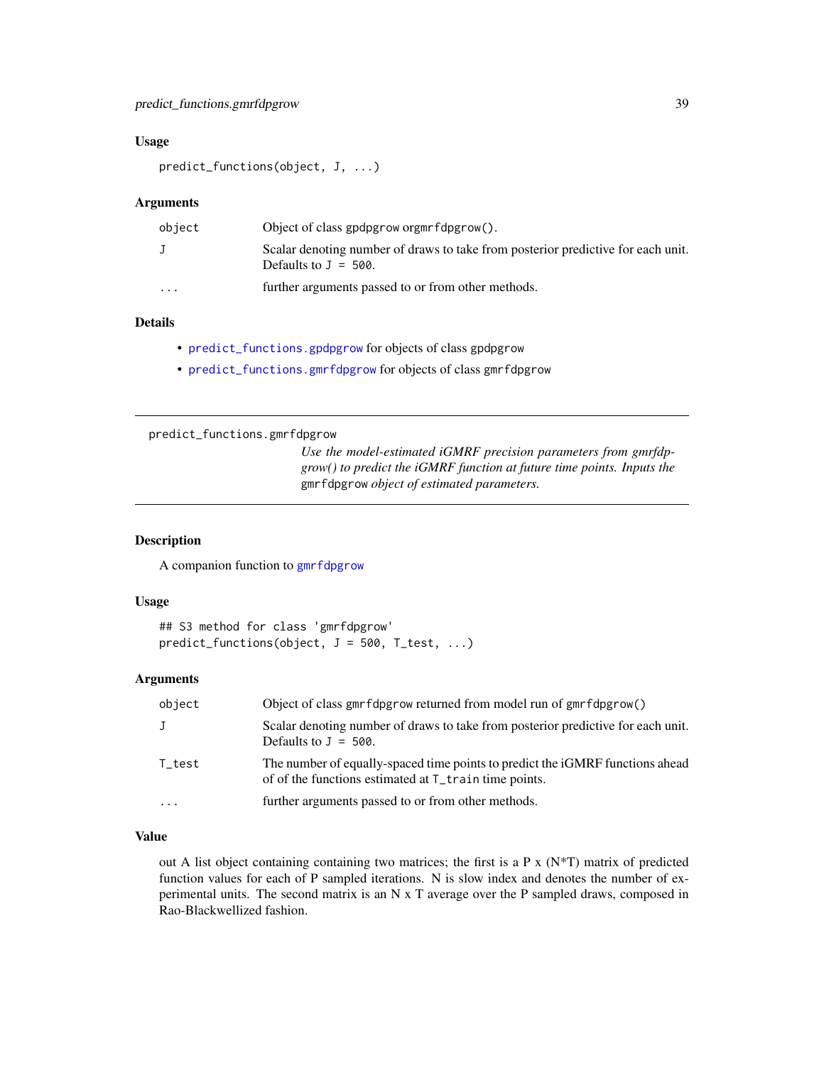### Usage

```
predict_functions(object, J, ...)
```

### Arguments

| | |
|---|---|
| object | Object of class gpdpgrow orgmrfdpgrow(). |
| J | Scalar denoting number of draws to take from posterior predictive for each unit. Defaults to J = 500. |
| ... | further arguments passed to or from other methods. |

### Details

- predict_functions.gpdpgrow for objects of class gpdpgrow
- predict_functions.gmrfdpgrow for objects of class gmrfdpgrow

---

## predict_functions.gmrfdpgrow

*Use the model-estimated iGMRF precision parameters from gmrfdpgrow() to predict the iGMRF function at future time points. Inputs the* gmrfdpgrow *object of estimated parameters.*

---

### Description

A companion function to gmrfdpgrow

### Usage

```
## S3 method for class 'gmrfdpgrow'
predict_functions(object, J = 500, T_test, ...)
```

### Arguments

| | |
|---|---|
| object | Object of class gmrfdpgrow returned from model run of gmrfdpgrow() |
| J | Scalar denoting number of draws to take from posterior predictive for each unit. Defaults to J = 500. |
| T_test | The number of equally-spaced time points to predict the iGMRF functions ahead of of the functions estimated at T_train time points. |
| ... | further arguments passed to or from other methods. |

### Value

out A list object containing containing two matrices; the first is a P x (N*T) matrix of predicted function values for each of P sampled iterations. N is slow index and denotes the number of experimental units. The second matrix is an N x T average over the P sampled draws, composed in Rao-Blackwellized fashion.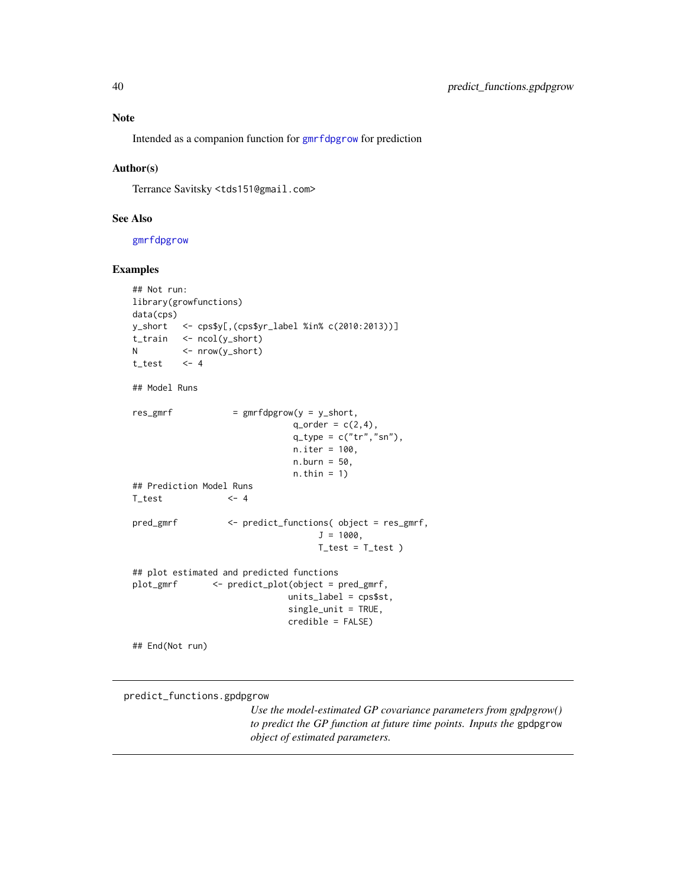### Note

Intended as a companion function for gmrfdpgrow for prediction

### Author(s)

Terrance Savitsky <tds151@gmail.com>

### See Also

gmrfdpgrow

### Examples

```
## Not run:
library(growfunctions)
data(cps)
y_short   <- cps$y[,(cps$yr_label %in% c(2010:2013))]
t_train   <- ncol(y_short)
N         <- nrow(y_short)
t_test    <- 4

## Model Runs

res_gmrf            = gmrfdpgrow(y = y_short,
                                q_order = c(2,4),
                                q_type = c("tr","sn"),
                                n.iter = 100,
                                n.burn = 50,
                                n.thin = 1)
## Prediction Model Runs
T_test             <- 4

pred_gmrf          <- predict_functions( object = res_gmrf,
                                     J = 1000,
                                     T_test = T_test )

## plot estimated and predicted functions
plot_gmrf       <- predict_plot(object = pred_gmrf,
                               units_label = cps$st,
                               single_unit = TRUE,
                               credible = FALSE)

## End(Not run)
```

---

## predict_functions.gpdpgrow

*Use the model-estimated GP covariance parameters from gpdpgrow() to predict the GP function at future time points. Inputs the* gpdpgrow *object of estimated parameters.*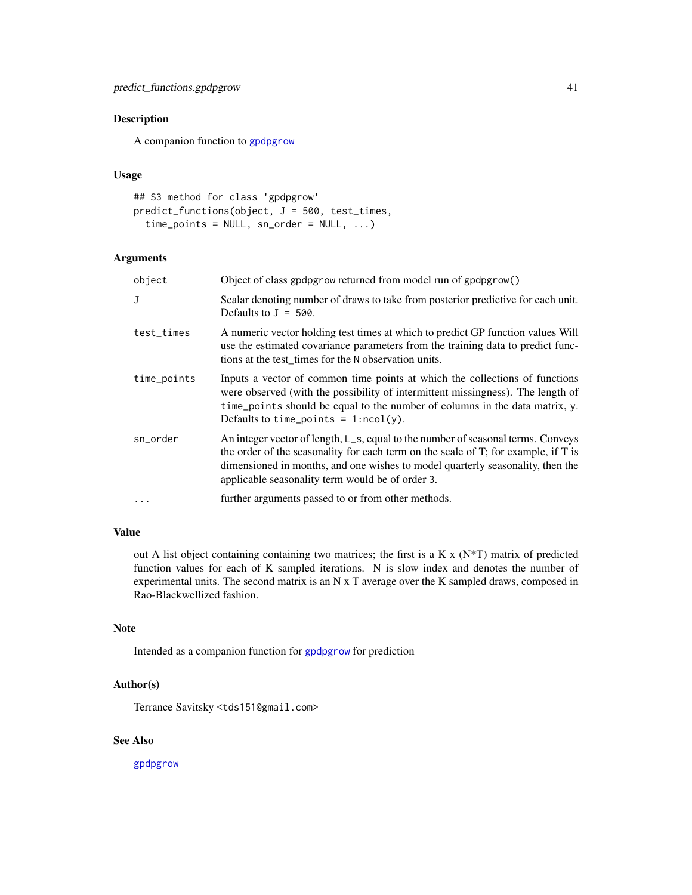### Description

A companion function to gpdpgrow

### Usage

```
## S3 method for class 'gpdpgrow'
predict_functions(object, J = 500, test_times,
  time_points = NULL, sn_order = NULL, ...)
```

### Arguments

| | |
|---|---|
| object | Object of class gpdpgrow returned from model run of gpdpgrow() |
| J | Scalar denoting number of draws to take from posterior predictive for each unit. Defaults to J = 500. |
| test_times | A numeric vector holding test times at which to predict GP function values Will use the estimated covariance parameters from the training data to predict functions at the test_times for the N observation units. |
| time_points | Inputs a vector of common time points at which the collections of functions were observed (with the possibility of intermittent missingness). The length of time_points should be equal to the number of columns in the data matrix, y. Defaults to time_points = 1:ncol(y). |
| sn_order | An integer vector of length, L_s, equal to the number of seasonal terms. Conveys the order of the seasonality for each term on the scale of T; for example, if T is dimensioned in months, and one wishes to model quarterly seasonality, then the applicable seasonality term would be of order 3. |
| ... | further arguments passed to or from other methods. |

### Value

out A list object containing containing two matrices; the first is a K x (N*T) matrix of predicted function values for each of K sampled iterations. N is slow index and denotes the number of experimental units. The second matrix is an N x T average over the K sampled draws, composed in Rao-Blackwellized fashion.

### Note

Intended as a companion function for gpdpgrow for prediction

### Author(s)

Terrance Savitsky <tds151@gmail.com>

### See Also

gpdpgrow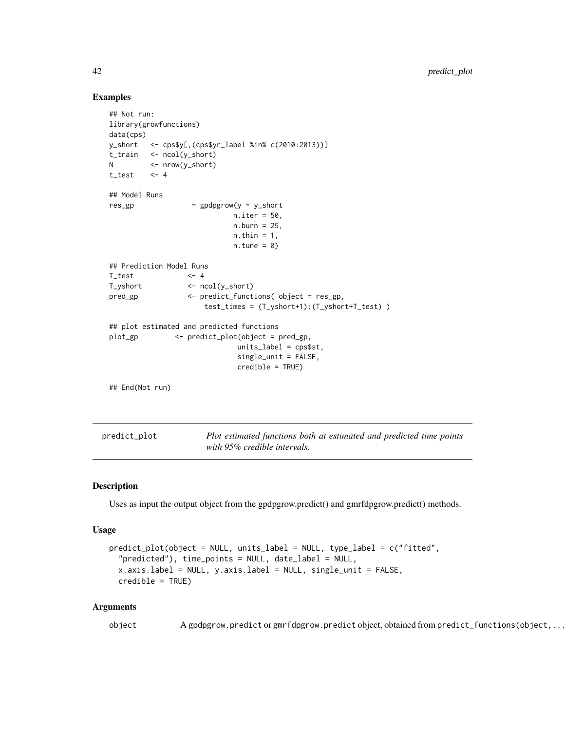## Examples

```
## Not run:
library(growfunctions)
data(cps)
y_short   <- cps$y[,(cps$yr_label %in% c(2010:2013))]
t_train   <- ncol(y_short)
N         <- nrow(y_short)
t_test    <- 4

## Model Runs
res_gp              = gpdpgrow(y = y_short
                             n.iter = 50,
                             n.burn = 25,
                             n.thin = 1,
                             n.tune = 0)

## Prediction Model Runs
T_test             <- 4
T_yshort           <- ncol(y_short)
pred_gp            <- predict_functions( object = res_gp,
                          test_times = (T_yshort+1):(T_yshort+T_test) )

## plot estimated and predicted functions
plot_gp         <- predict_plot(object = pred_gp,
                              units_label = cps$st,
                              single_unit = FALSE,
                              credible = TRUE)

## End(Not run)
```

---

predict_plot — *Plot estimated functions both at estimated and predicted time points with 95% credible intervals.*

---

## Description

Uses as input the output object from the gpdpgrow.predict() and gmrfdpgrow.predict() methods.

## Usage

```
predict_plot(object = NULL, units_label = NULL, type_label = c("fitted",
  "predicted"), time_points = NULL, date_label = NULL,
  x.axis.label = NULL, y.axis.label = NULL, single_unit = FALSE,
  credible = TRUE)
```

## Arguments

object — A gpdpgrow.predict or gmrfdpgrow.predict object, obtained from predict_functions(object,...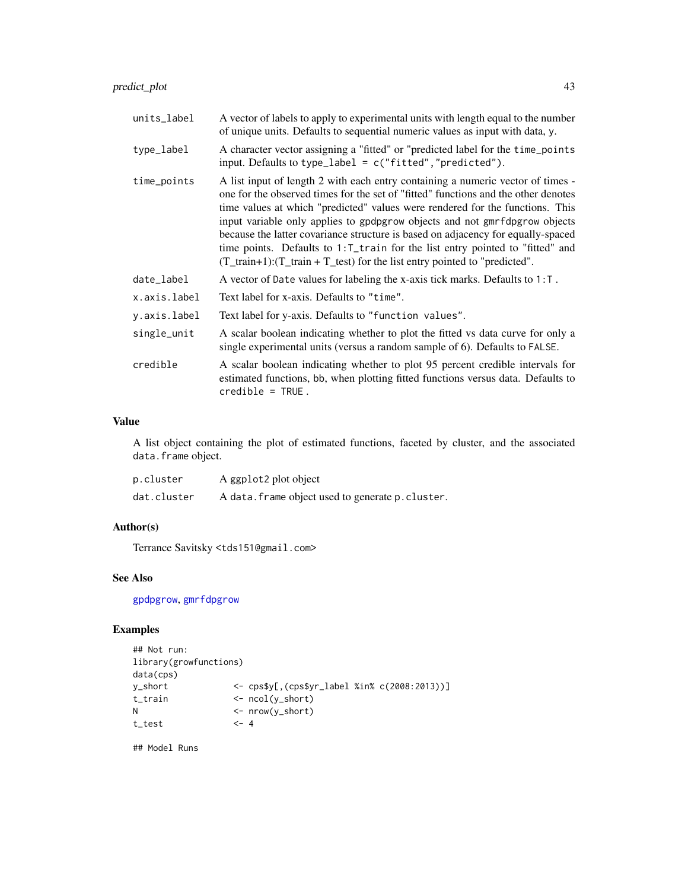| | |
|---|---|
| units_label | A vector of labels to apply to experimental units with length equal to the number of unique units. Defaults to sequential numeric values as input with data, y. |
| type_label | A character vector assigning a "fitted" or "predicted label for the time_points input. Defaults to type_label = c("fitted","predicted"). |
| time_points | A list input of length 2 with each entry containing a numeric vector of times - one for the observed times for the set of "fitted" functions and the other denotes time values at which "predicted" values were rendered for the functions. This input variable only applies to gpdpgrow objects and not gmrfdpgrow objects because the latter covariance structure is based on adjacency for equally-spaced time points. Defaults to 1:T_train for the list entry pointed to "fitted" and (T_train+1):(T_train + T_test) for the list entry pointed to "predicted". |
| date_label | A vector of Date values for labeling the x-axis tick marks. Defaults to 1:T . |
| x.axis.label | Text label for x-axis. Defaults to "time". |
| y.axis.label | Text label for y-axis. Defaults to "function values". |
| single_unit | A scalar boolean indicating whether to plot the fitted vs data curve for only a single experimental units (versus a random sample of 6). Defaults to FALSE. |
| credible | A scalar boolean indicating whether to plot 95 percent credible intervals for estimated functions, bb, when plotting fitted functions versus data. Defaults to credible = TRUE . |

### Value

A list object containing the plot of estimated functions, faceted by cluster, and the associated data.frame object.

| | |
|---|---|
| p.cluster | A ggplot2 plot object |
| dat.cluster | A data.frame object used to generate p.cluster. |

### Author(s)

Terrance Savitsky <tds151@gmail.com>

### See Also

gpdpgrow, gmrfdpgrow

### Examples

```
## Not run:
library(growfunctions)
data(cps)
y_short             <- cps$y[,(cps$yr_label %in% c(2008:2013))]
t_train             <- ncol(y_short)
N                   <- nrow(y_short)
t_test              <- 4

## Model Runs
```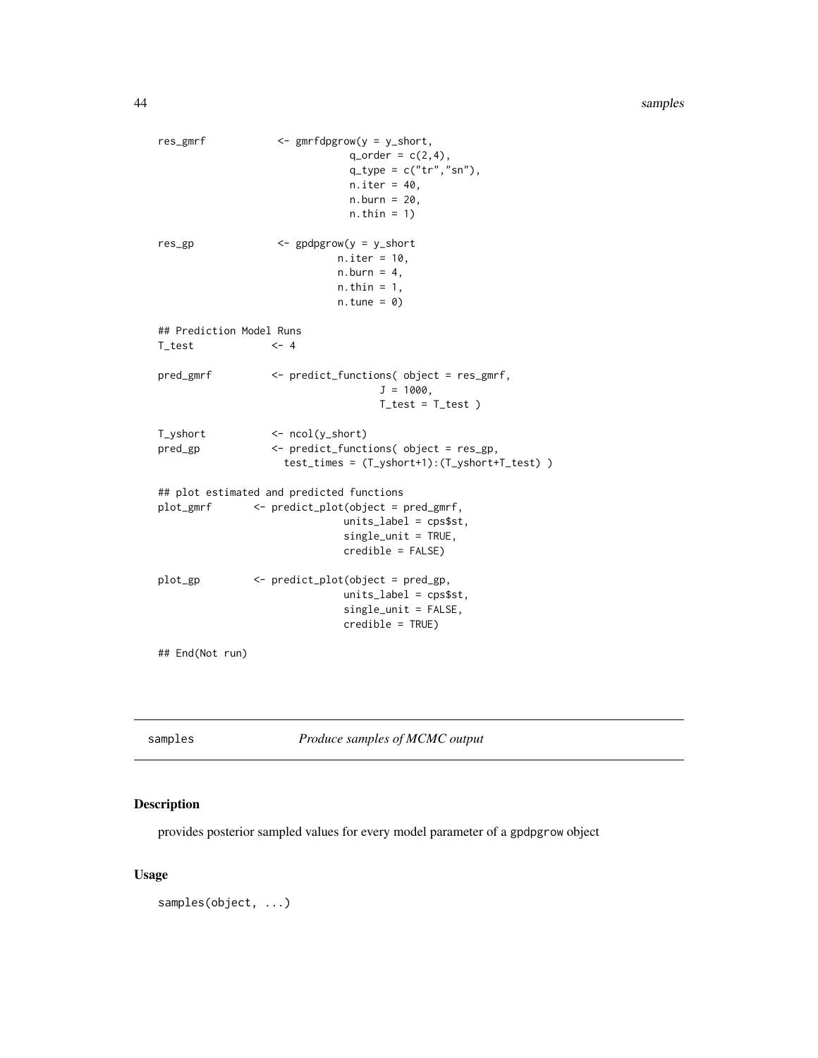```
res_gmrf            <- gmrfdpgrow(y = y_short,
                              q_order = c(2,4),
                              q_type = c("tr","sn"),
                              n.iter = 40,
                              n.burn = 20,
                              n.thin = 1)

res_gp              <- gpdpgrow(y = y_short
                            n.iter = 10,
                            n.burn = 4,
                            n.thin = 1,
                            n.tune = 0)

## Prediction Model Runs
T_test             <- 4

pred_gmrf          <- predict_functions( object = res_gmrf,
                                  J = 1000,
                                  T_test = T_test )

T_yshort           <- ncol(y_short)
pred_gp            <- predict_functions( object = res_gp,
                      test_times = (T_yshort+1):(T_yshort+T_test) )

## plot estimated and predicted functions
plot_gmrf       <- predict_plot(object = pred_gmrf,
                             units_label = cps$st,
                             single_unit = TRUE,
                             credible = FALSE)

plot_gp         <- predict_plot(object = pred_gp,
                             units_label = cps$st,
                             single_unit = FALSE,
                             credible = TRUE)

## End(Not run)
```

## samples — *Produce samples of MCMC output*

### Description

provides posterior sampled values for every model parameter of a gpdpgrow object

### Usage

```
samples(object, ...)
```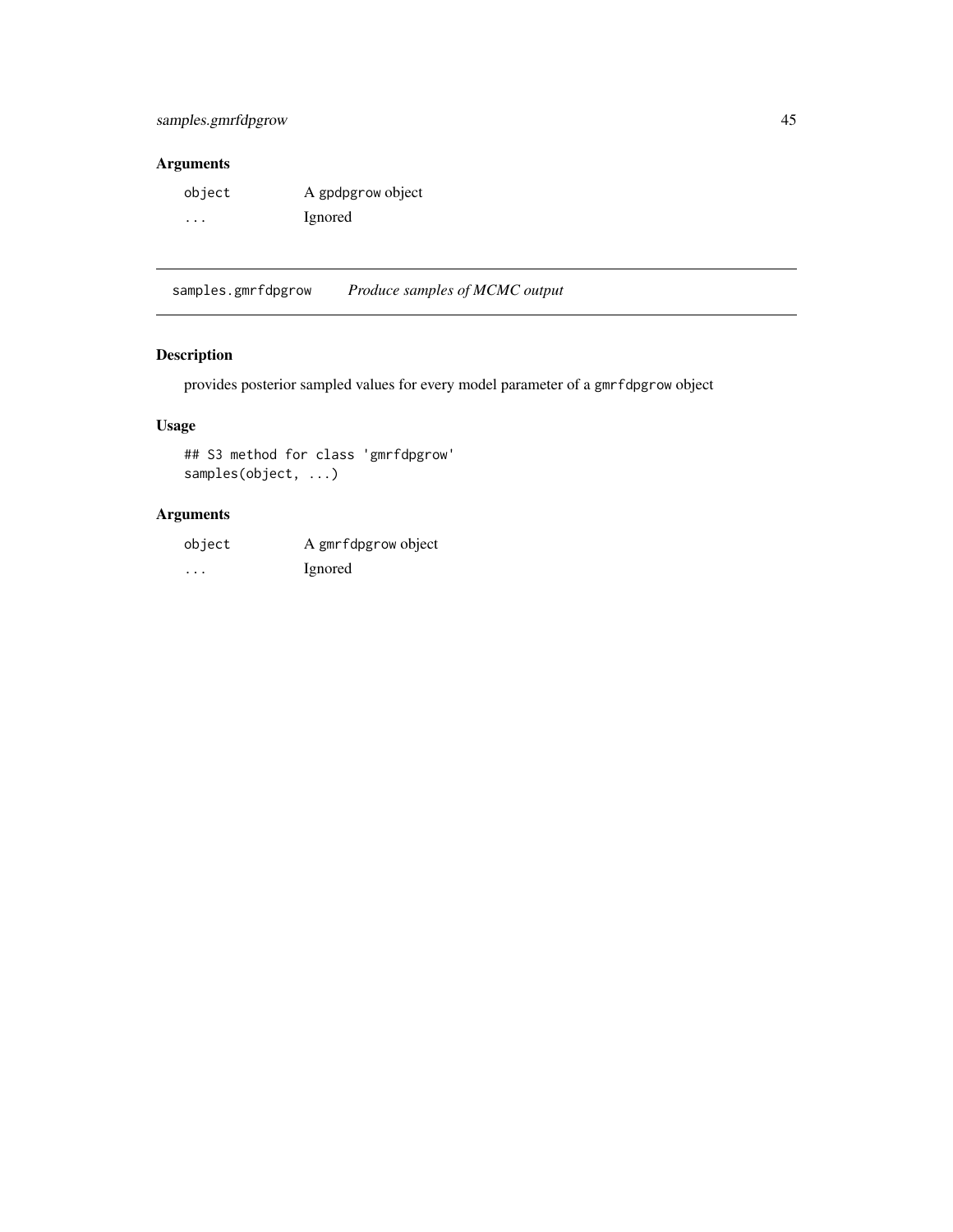## Arguments

| | |
|---|---|
| object | A gpdpgrow object |
| ... | Ignored |

---

# samples.gmrfdpgrow *Produce samples of MCMC output*

## Description

provides posterior sampled values for every model parameter of a gmrfdpgrow object

## Usage

```
## S3 method for class 'gmrfdpgrow'
samples(object, ...)
```

## Arguments

| | |
|---|---|
| object | A gmrfdpgrow object |
| ... | Ignored |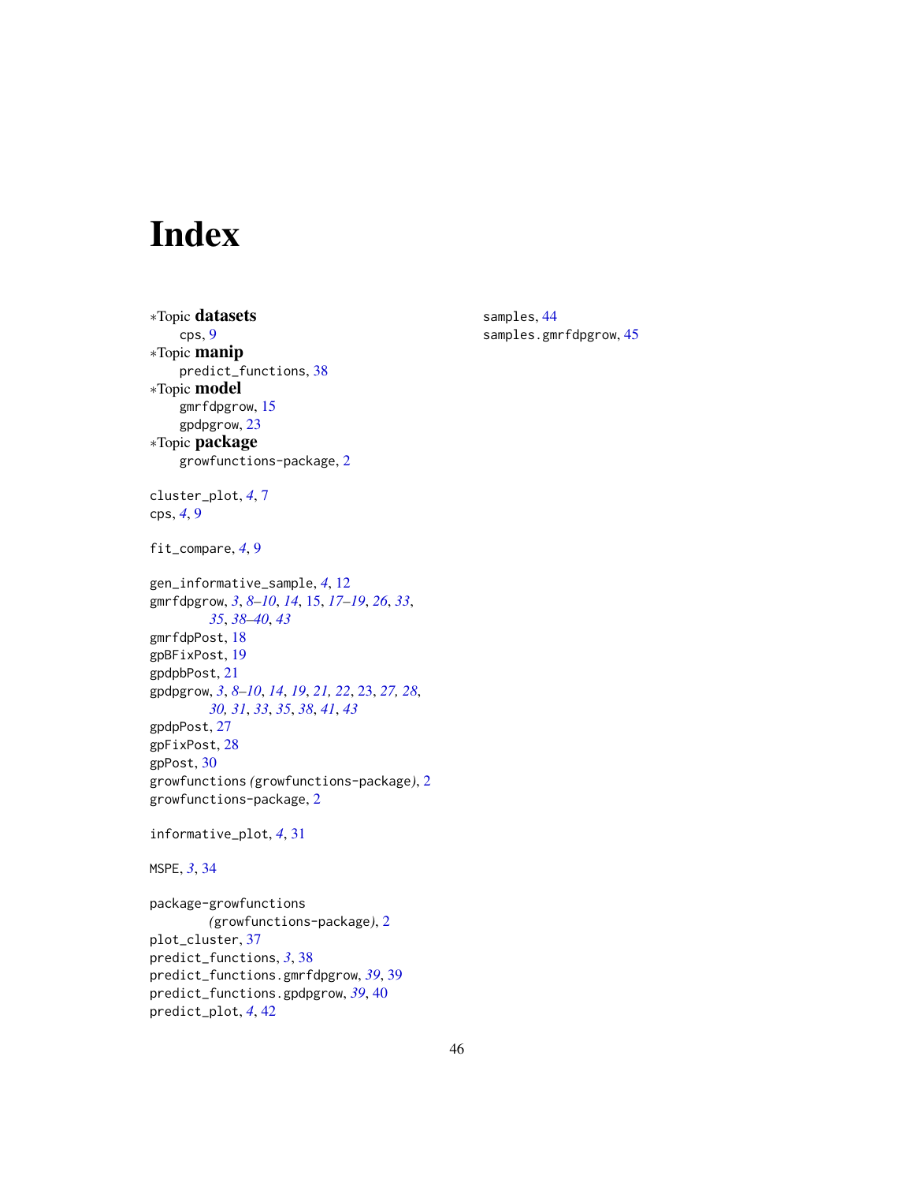# Index

*Topic **datasets**
    cps, 9
*Topic **manip**
    predict_functions, 38
*Topic **model**
    gmrfdpgrow, 15
    gpdpgrow, 23
*Topic **package**
    growfunctions-package, 2

cluster_plot, *4*, 7
cps, *4*, 9

fit_compare, *4*, 9

gen_informative_sample, *4*, 12
gmrfdpgrow, *3*, *8–10*, *14*, 15, *17–19*, *26*, *33*, *35*, *38–40*, *43*
gmrfdpPost, 18
gpBFixPost, 19
gpdpbPost, 21
gpdpgrow, *3*, *8–10*, *14*, *19*, *21, 22*, 23, *27, 28*, *30, 31*, *33*, *35*, *38*, *41*, *43*
gpdpPost, 27
gpFixPost, 28
gpPost, 30
growfunctions *(*growfunctions-package*)*, 2
growfunctions-package, 2

informative_plot, *4*, 31

MSPE, *3*, 34

package-growfunctions *(*growfunctions-package*)*, 2
plot_cluster, 37
predict_functions, *3*, 38
predict_functions.gmrfdpgrow, *39*, 39
predict_functions.gpdpgrow, *39*, 40
predict_plot, *4*, 42

samples, 44
samples.gmrfdpgrow, 45